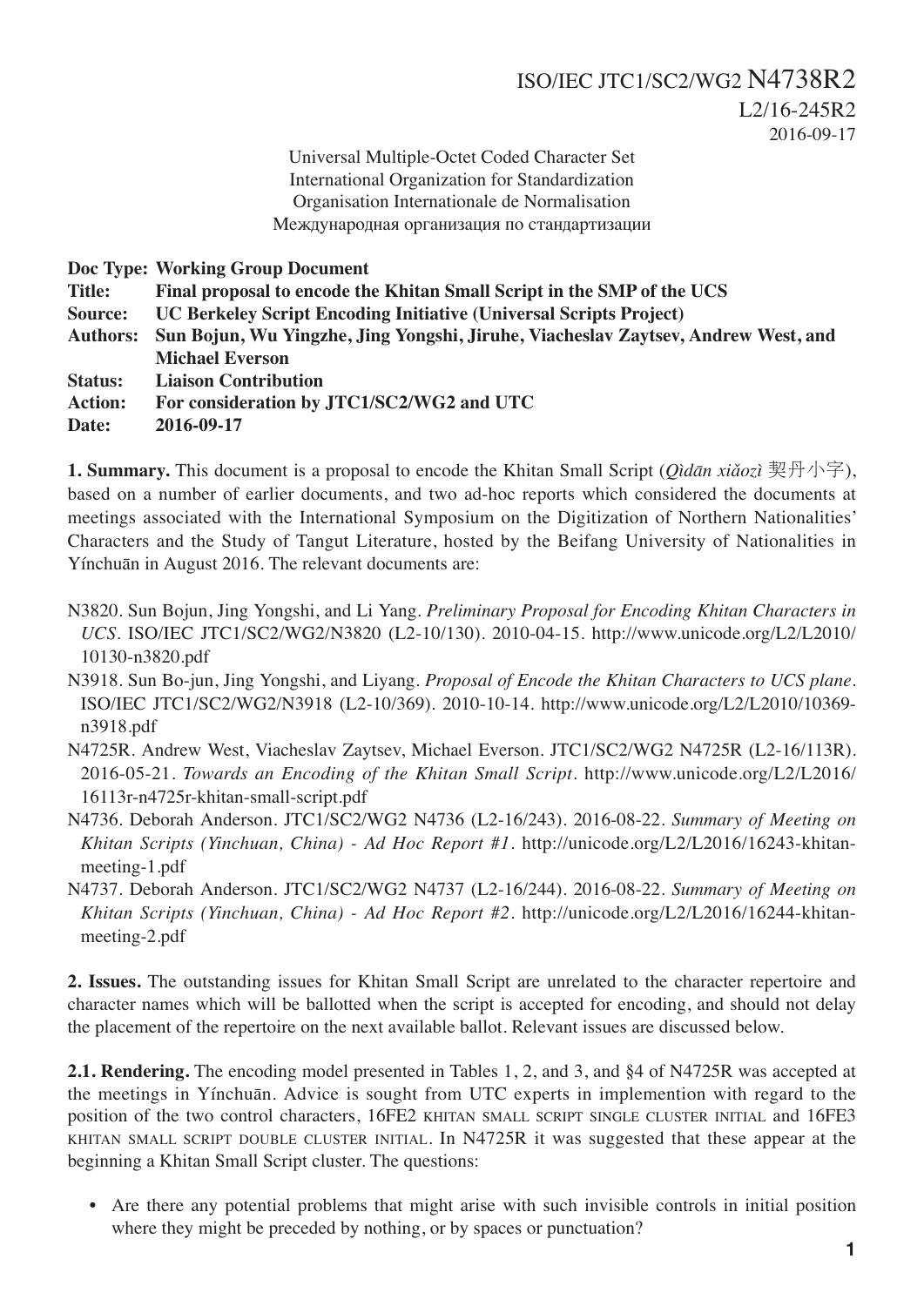ISO/IEC JTC1/SC2/WG2 N4738R2
L2/16-245R2
2016-09-17

Universal Multiple-Octet Coded Character Set
International Organization for Standardization
Organisation Internationale de Normalisation
Международная организация по стандартизации

**Doc Type: Working Group Document**
**Title: Final proposal to encode the Khitan Small Script in the SMP of the UCS**
**Source: UC Berkeley Script Encoding Initiative (Universal Scripts Project)**
**Authors: Sun Bojun, Wu Yingzhe, Jing Yongshi, Jiruhe, Viacheslav Zaytsev, Andrew West, and Michael Everson**
**Status: Liaison Contribution**
**Action: For consideration by JTC1/SC2/WG2 and UTC**
**Date: 2016-09-17**

**1. Summary.** This document is a proposal to encode the Khitan Small Script (*Qìdān xiǎozì* 契丹小字), based on a number of earlier documents, and two ad-hoc reports which considered the documents at meetings associated with the International Symposium on the Digitization of Northern Nationalities' Characters and the Study of Tangut Literature, hosted by the Beifang University of Nationalities in Yínchuān in August 2016. The relevant documents are:

- N3820. Sun Bojun, Jing Yongshi, and Li Yang. *Preliminary Proposal for Encoding Khitan Characters in UCS*. ISO/IEC JTC1/SC2/WG2/N3820 (L2-10/130). 2010-04-15. http://www.unicode.org/L2/L2010/10130-n3820.pdf
- N3918. Sun Bo-jun, Jing Yongshi, and Liyang. *Proposal of Encode the Khitan Characters to UCS plane*. ISO/IEC JTC1/SC2/WG2/N3918 (L2-10/369). 2010-10-14. http://www.unicode.org/L2/L2010/10369-n3918.pdf
- N4725R. Andrew West, Viacheslav Zaytsev, Michael Everson. JTC1/SC2/WG2 N4725R (L2-16/113R). 2016-05-21. *Towards an Encoding of the Khitan Small Script*. http://www.unicode.org/L2/L2016/16113r-n4725r-khitan-small-script.pdf
- N4736. Deborah Anderson. JTC1/SC2/WG2 N4736 (L2-16/243). 2016-08-22. *Summary of Meeting on Khitan Scripts (Yinchuan, China) - Ad Hoc Report #1*. http://unicode.org/L2/L2016/16243-khitan-meeting-1.pdf
- N4737. Deborah Anderson. JTC1/SC2/WG2 N4737 (L2-16/244). 2016-08-22. *Summary of Meeting on Khitan Scripts (Yinchuan, China) - Ad Hoc Report #2*. http://unicode.org/L2/L2016/16244-khitan-meeting-2.pdf

**2. Issues.** The outstanding issues for Khitan Small Script are unrelated to the character repertoire and character names which will be ballotted when the script is accepted for encoding, and should not delay the placement of the repertoire on the next available ballot. Relevant issues are discussed below.

**2.1. Rendering.** The encoding model presented in Tables 1, 2, and 3, and §4 of N4725R was accepted at the meetings in Yínchuān. Advice is sought from UTC experts in implemention with regard to the position of the two control characters, 16FE2 KHITAN SMALL SCRIPT SINGLE CLUSTER INITIAL and 16FE3 KHITAN SMALL SCRIPT DOUBLE CLUSTER INITIAL. In N4725R it was suggested that these appear at the beginning a Khitan Small Script cluster. The questions:

- Are there any potential problems that might arise with such invisible controls in initial position where they might be preceded by nothing, or by spaces or punctuation?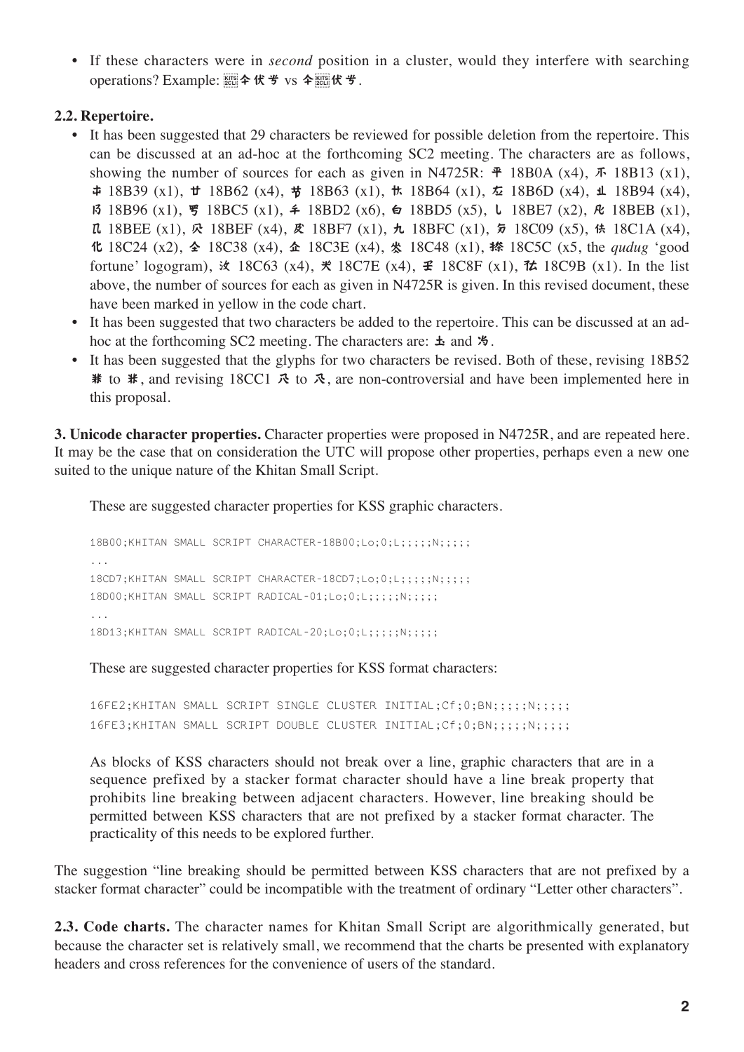- If these characters were in *second* position in a cluster, would they interfere with searching operations? Example: 𖿣仐伏号 vs 仐𖿣伏号.

**2.2. Repertoire.**

- It has been suggested that 29 characters be reviewed for possible deletion from the repertoire. This can be discussed at an ad-hoc at the forthcoming SC2 meeting. The characters are as follows, showing the number of sources for each as given in N4725R: 𘬊 18B0A (x4), 𘬓 18B13 (x1), 𘬹 18B39 (x1), 𘭢 18B62 (x4), 𘭣 18B63 (x1), 𘭤 18B64 (x1), 𘭭 18B6D (x4), 𘮔 18B94 (x4), 𘮖 18B96 (x1), 𘯅 18BC5 (x1), 𘯒 18BD2 (x6), 𘯕 18BD5 (x5), 𘯧 18BE7 (x2), 𘯫 18BEB (x1), 𘯮 18BEE (x1), 𘯯 18BEF (x4), 𘯷 18BF7 (x1), 𘯼 18BFC (x1), 𘰉 18C09 (x5), 𘰚 18C1A (x4), 𘰤 18C24 (x2), 𘰸 18C38 (x4), 𘰾 18C3E (x4), 𘱈 18C48 (x1), 𘱜 18C5C (x5, the *qudug* 'good fortune' logogram), 𘱣 18C63 (x4), 𘱾 18C7E (x4), 𘲏 18C8F (x1), 𘲛 18C9B (x1). In the list above, the number of sources for each as given in N4725R is given. In this revised document, these have been marked in yellow in the code chart.
- It has been suggested that two characters be added to the repertoire. This can be discussed at an ad-hoc at the forthcoming SC2 meeting. The characters are: 土 and 为.
- It has been suggested that the glyphs for two characters be revised. Both of these, revising 18B52 𘭒 to 𘭒, and revising 18CC1 𘳁 to 𘳁, are non-controversial and have been implemented here in this proposal.

**3. Unicode character properties.** Character properties were proposed in N4725R, and are repeated here. It may be the case that on consideration the UTC will propose other properties, perhaps even a new one suited to the unique nature of the Khitan Small Script.

These are suggested character properties for KSS graphic characters.

```
18B00;KHITAN SMALL SCRIPT CHARACTER-18B00;Lo;0;L;;;;;N;;;;;
...
18CD7;KHITAN SMALL SCRIPT CHARACTER-18CD7;Lo;0;L;;;;;N;;;;;
18D00;KHITAN SMALL SCRIPT RADICAL-01;Lo;0;L;;;;;N;;;;;
...
18D13;KHITAN SMALL SCRIPT RADICAL-20;Lo;0;L;;;;;N;;;;;
```

These are suggested character properties for KSS format characters:

```
16FE2;KHITAN SMALL SCRIPT SINGLE CLUSTER INITIAL;Cf;0;BN;;;;;N;;;;;
16FE3;KHITAN SMALL SCRIPT DOUBLE CLUSTER INITIAL;Cf;0;BN;;;;;N;;;;;
```

As blocks of KSS characters should not break over a line, graphic characters that are in a sequence prefixed by a stacker format character should have a line break property that prohibits line breaking between adjacent characters. However, line breaking should be permitted between KSS characters that are not prefixed by a stacker format character. The practicality of this needs to be explored further.

The suggestion "line breaking should be permitted between KSS characters that are not prefixed by a stacker format character" could be incompatible with the treatment of ordinary "Letter other characters".

**2.3. Code charts.** The character names for Khitan Small Script are algorithmically generated, but because the character set is relatively small, we recommend that the charts be presented with explanatory headers and cross references for the convenience of users of the standard.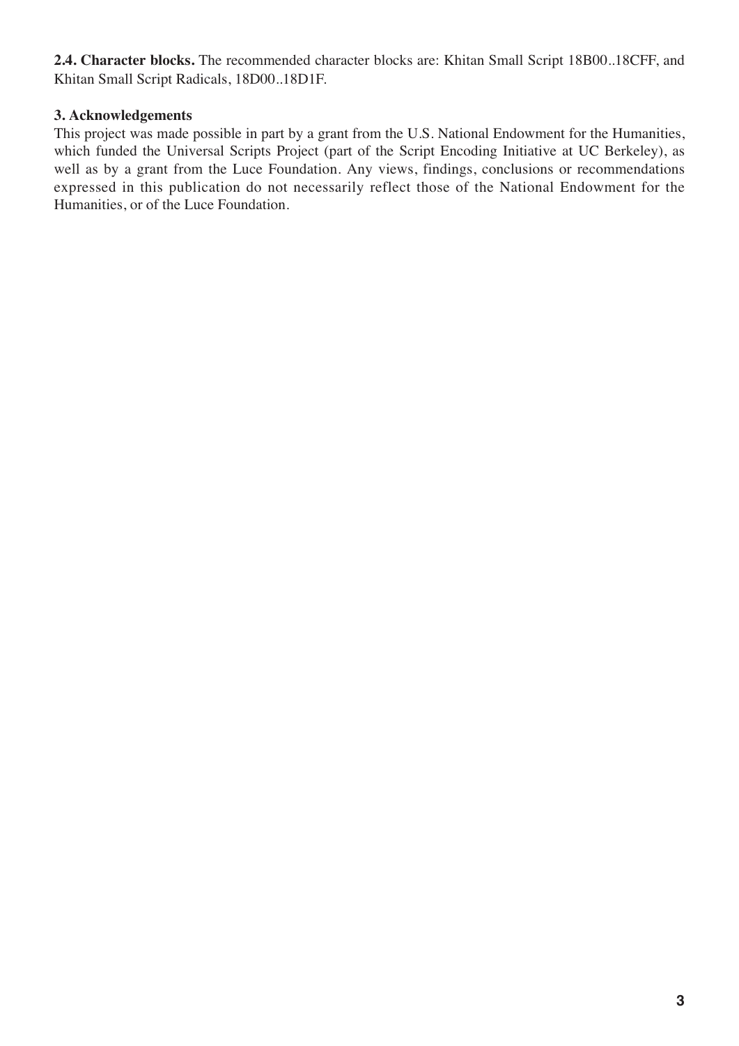**2.4. Character blocks.** The recommended character blocks are: Khitan Small Script 18B00..18CFF, and Khitan Small Script Radicals, 18D00..18D1F.

**3. Acknowledgements**

This project was made possible in part by a grant from the U.S. National Endowment for the Humanities, which funded the Universal Scripts Project (part of the Script Encoding Initiative at UC Berkeley), as well as by a grant from the Luce Foundation. Any views, findings, conclusions or recommendations expressed in this publication do not necessarily reflect those of the National Endowment for the Humanities, or of the Luce Foundation.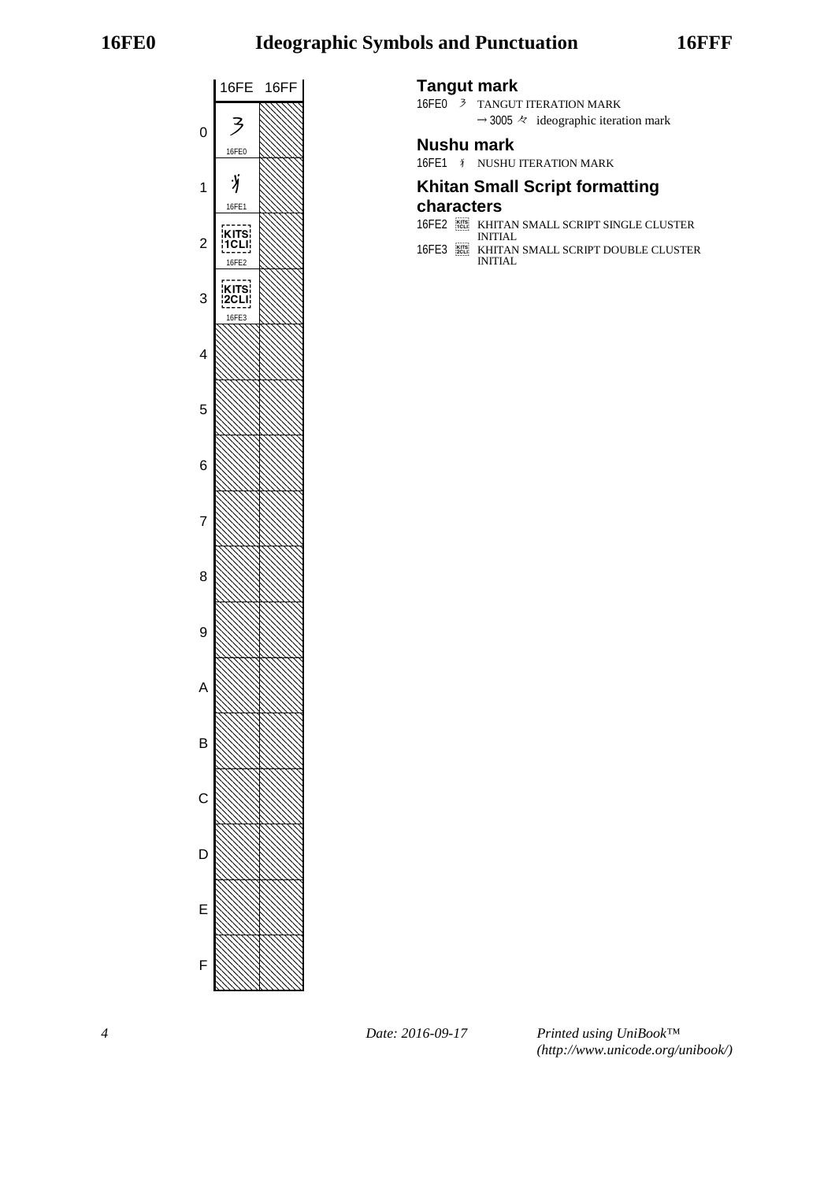# Ideographic Symbols and Punctuation

| | 16FE | 16FF |
|---|---|---|
| 0 | 𖿠 16FE0 | |
| 1 | 𖿡 16FE1 | |
| 2 | KITS 1CLI 16FE2 | |
| 3 | KITS 2CLI 16FE3 | |
| 4 | | |
| 5 | | |
| 6 | | |
| 7 | | |
| 8 | | |
| 9 | | |
| A | | |
| B | | |
| C | | |
| D | | |
| E | | |
| F | | |

## Tangut mark

16FE0 𖿠 TANGUT ITERATION MARK
→ 3005 々 ideographic iteration mark

## Nushu mark

16FE1 𖿡 NUSHU ITERATION MARK

## Khitan Small Script formatting characters

16FE2 KITS 1CLI KHITAN SMALL SCRIPT SINGLE CLUSTER INITIAL
16FE3 KITS 2CLI KHITAN SMALL SCRIPT DOUBLE CLUSTER INITIAL

Date: 2016-09-17

*Printed using UniBook™ (http://www.unicode.org/unibook/)*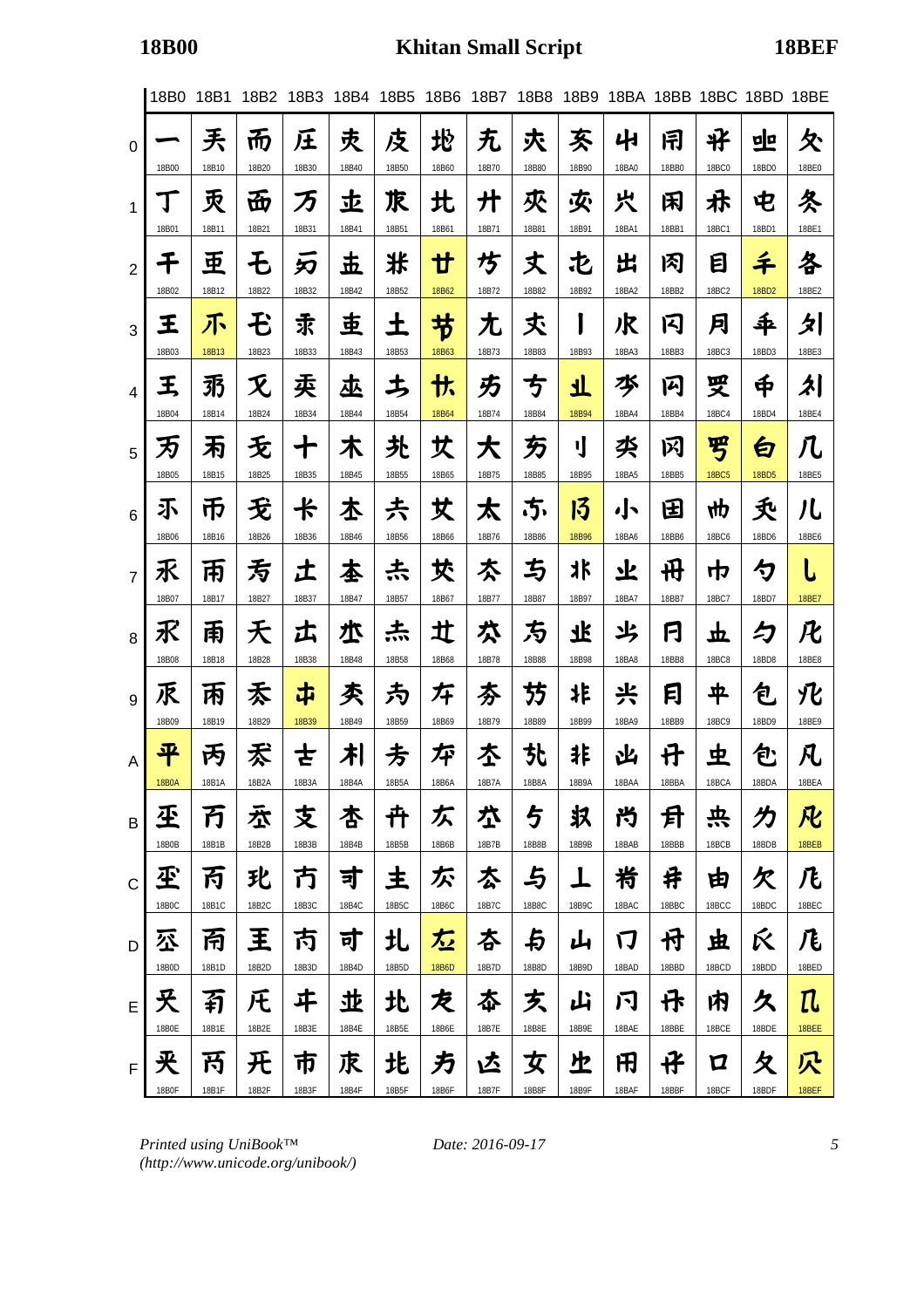# Khitan Small Script (18B00–18BEF)

| | 18B0 | 18B1 | 18B2 | 18B3 | 18B4 | 18B5 | 18B6 | 18B7 | 18B8 | 18B9 | 18BA | 18BB | 18BC | 18BD | 18BE |
|---|---|---|---|---|---|---|---|---|---|---|---|---|---|---|---|
| 0 | 𘬀 18B00 | 𘬐 18B10 | 𘬠 18B20 | 𘬰 18B30 | 𘭀 18B40 | 𘭐 18B50 | 𘭠 18B60 | 𘭰 18B70 | 𘮀 18B80 | 𘮐 18B90 | 𘮠 18BA0 | 𘮰 18BB0 | 𘯀 18BC0 | 𘯐 18BD0 | 𘯠 18BE0 |
| 1 | 𘬁 18B01 | 𘬑 18B11 | 𘬡 18B21 | 𘬱 18B31 | 𘭁 18B41 | 𘭑 18B51 | 𘭡 18B61 | 𘭱 18B71 | 𘮁 18B81 | 𘮑 18B91 | 𘮡 18BA1 | 𘮱 18BB1 | 𘯁 18BC1 | 𘯑 18BD1 | 𘯡 18BE1 |
| 2 | 𘬂 18B02 | 𘬒 18B12 | 𘬢 18B22 | 𘬲 18B32 | 𘭂 18B42 | 𘭒 18B52 | 𘭢 18B62 | 𘭲 18B72 | 𘮂 18B82 | 𘮒 18B92 | 𘮢 18BA2 | 𘮲 18BB2 | 𘯂 18BC2 | 𘯒 18BD2 | 𘯢 18BE2 |
| 3 | 𘬃 18B03 | 𘬓 18B13 | 𘬣 18B23 | 𘬳 18B33 | 𘭃 18B43 | 𘭓 18B53 | 𘭣 18B63 | 𘭳 18B73 | 𘮃 18B83 | 𘮓 18B93 | 𘮣 18BA3 | 𘮳 18BB3 | 𘯃 18BC3 | 𘯓 18BD3 | 𘯣 18BE3 |
| 4 | 𘬄 18B04 | 𘬔 18B14 | 𘬤 18B24 | 𘬴 18B34 | 𘭄 18B44 | 𘭔 18B54 | 𘭤 18B64 | 𘭴 18B74 | 𘮄 18B84 | 𘮔 18B94 | 𘮤 18BA4 | 𘮴 18BB4 | 𘯄 18BC4 | 𘯔 18BD4 | 𘯤 18BE4 |
| 5 | 𘬅 18B05 | 𘬕 18B15 | 𘬥 18B25 | 𘬵 18B35 | 𘭅 18B45 | 𘭕 18B55 | 𘭥 18B65 | 𘭵 18B75 | 𘮅 18B85 | 𘮕 18B95 | 𘮥 18BA5 | 𘮵 18BB5 | 𘯅 18BC5 | 𘯕 18BD5 | 𘯥 18BE5 |
| 6 | 𘬆 18B06 | 𘬖 18B16 | 𘬦 18B26 | 𘬶 18B36 | 𘭆 18B46 | 𘭖 18B56 | 𘭦 18B66 | 𘭶 18B76 | 𘮆 18B86 | 𘮖 18B96 | 𘮦 18BA6 | 𘮶 18BB6 | 𘯆 18BC6 | 𘯖 18BD6 | 𘯦 18BE6 |
| 7 | 𘬇 18B07 | 𘬗 18B17 | 𘬧 18B27 | 𘬷 18B37 | 𘭇 18B47 | 𘭗 18B57 | 𘭧 18B67 | 𘭷 18B77 | 𘮇 18B87 | 𘮗 18B97 | 𘮧 18BA7 | 𘮷 18BB7 | 𘯇 18BC7 | 𘯗 18BD7 | 𘯧 18BE7 |
| 8 | 𘬈 18B08 | 𘬘 18B18 | 𘬨 18B28 | 𘬸 18B38 | 𘭈 18B48 | 𘭘 18B58 | 𘭨 18B68 | 𘭸 18B78 | 𘮈 18B88 | 𘮘 18B98 | 𘮨 18BA8 | 𘮸 18BB8 | 𘯈 18BC8 | 𘯘 18BD8 | 𘯨 18BE8 |
| 9 | 𘬉 18B09 | 𘬙 18B19 | 𘬩 18B29 | 𘬹 18B39 | 𘭉 18B49 | 𘭙 18B59 | 𘭩 18B69 | 𘭹 18B79 | 𘮉 18B89 | 𘮙 18B99 | 𘮩 18BA9 | 𘮹 18BB9 | 𘯉 18BC9 | 𘯙 18BD9 | 𘯩 18BE9 |
| A | 𘬊 18B0A | 𘬚 18B1A | 𘬪 18B2A | 𘬺 18B3A | 𘭊 18B4A | 𘭚 18B5A | 𘭪 18B6A | 𘭺 18B7A | 𘮊 18B8A | 𘮚 18B9A | 𘮪 18BAA | 𘮺 18BBA | 𘯊 18BCA | 𘯚 18BDA | 𘯪 18BEA |
| B | 𘬋 18B0B | 𘬛 18B1B | 𘬫 18B2B | 𘬻 18B3B | 𘭋 18B4B | 𘭛 18B5B | 𘭫 18B6B | 𘭻 18B7B | 𘮋 18B8B | 𘮛 18B9B | 𘮫 18BAB | 𘮻 18BBB | 𘯋 18BCB | 𘯛 18BDB | 𘯫 18BEB |
| C | 𘬌 18B0C | 𘬜 18B1C | 𘬬 18B2C | 𘬼 18B3C | 𘭌 18B4C | 𘭜 18B5C | 𘭬 18B6C | 𘭼 18B7C | 𘮌 18B8C | 𘮜 18B9C | 𘮬 18BAC | 𘮼 18BBC | 𘯌 18BCC | 𘯜 18BDC | 𘯬 18BEC |
| D | 𘬍 18B0D | 𘬝 18B1D | 𘬭 18B2D | 𘬽 18B3D | 𘭍 18B4D | 𘭝 18B5D | 𘭭 18B6D | 𘭽 18B7D | 𘮍 18B8D | 𘮝 18B9D | 𘮭 18BAD | 𘮽 18BBD | 𘯍 18BCD | 𘯝 18BDD | 𘯭 18BED |
| E | 𘬎 18B0E | 𘬞 18B1E | 𘬮 18B2E | 𘬾 18B3E | 𘭎 18B4E | 𘭞 18B5E | 𘭮 18B6E | 𘭾 18B7E | 𘮎 18B8E | 𘮞 18B9E | 𘮮 18BAE | 𘮾 18BBE | 𘯎 18BCE | 𘯞 18BDE | 𘯮 18BEE |
| F | 𘬏 18B0F | 𘬟 18B1F | 𘬯 18B2F | 𘬿 18B3F | 𘭏 18B4F | 𘭟 18B5F | 𘭯 18B6F | 𘭿 18B7F | 𘮏 18B8F | 𘮟 18B9F | 𘮯 18BAF | 𘮿 18BBF | 𘯏 18BCF | 𘯟 18BDF | 𘯯 18BEF |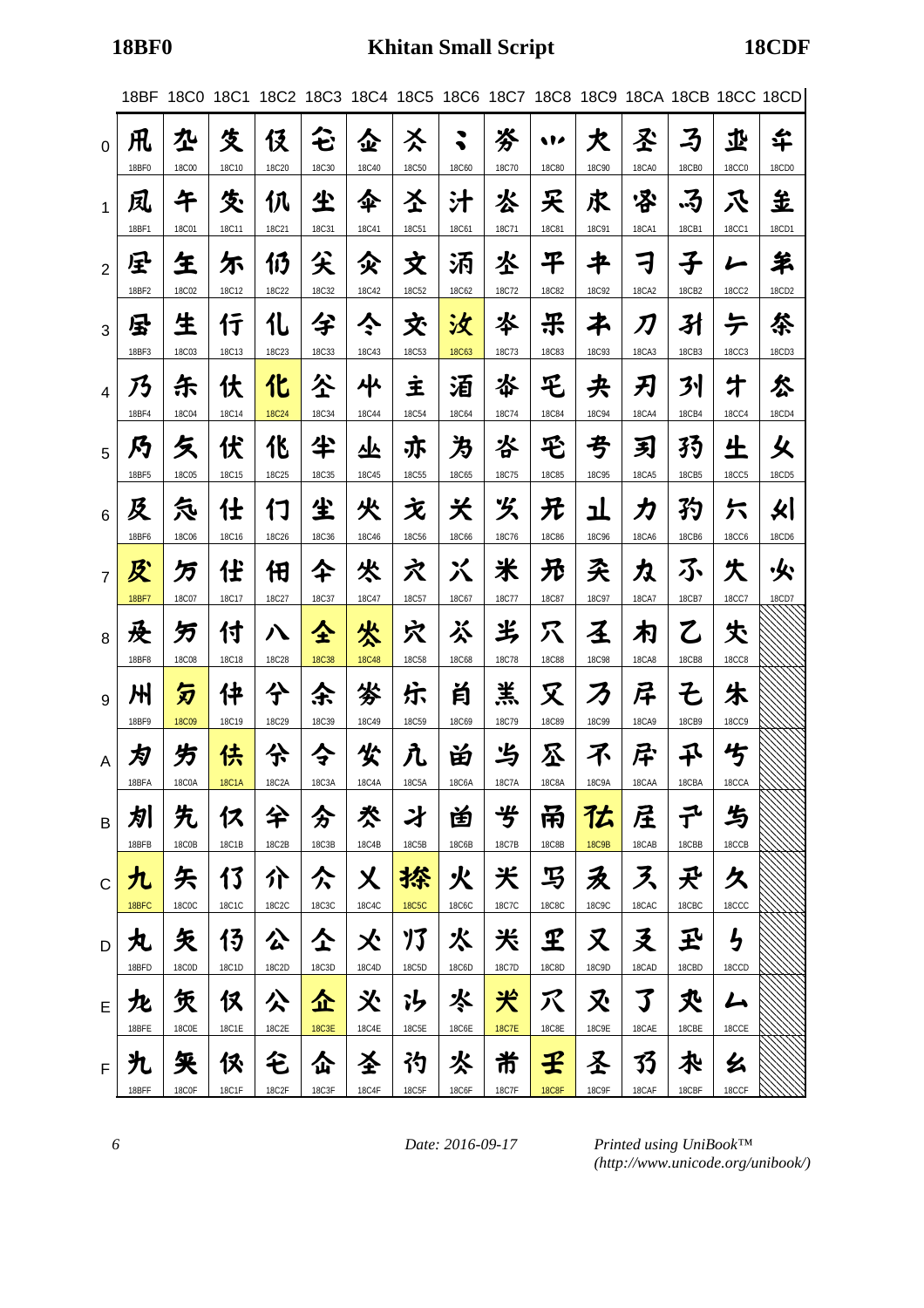| | 18BF | 18C0 | 18C1 | 18C2 | 18C3 | 18C4 | 18C5 | 18C6 | 18C7 | 18C8 | 18C9 | 18CA | 18CB | 18CC | 18CD |
|---|---|---|---|---|---|---|---|---|---|---|---|---|---|---|---|
| 0 | 18BF0 | 18C00 | 18C10 | 18C20 | 18C30 | 18C40 | 18C50 | 18C60 | 18C70 | 18C80 | 18C90 | 18CA0 | 18CB0 | 18CC0 | 18CD0 |
| 1 | 18BF1 | 18C01 | 18C11 | 18C21 | 18C31 | 18C41 | 18C51 | 18C61 | 18C71 | 18C81 | 18C91 | 18CA1 | 18CB1 | 18CC1 | 18CD1 |
| 2 | 18BF2 | 18C02 | 18C12 | 18C22 | 18C32 | 18C42 | 18C52 | 18C62 | 18C72 | 18C82 | 18C92 | 18CA2 | 18CB2 | 18CC2 | 18CD2 |
| 3 | 18BF3 | 18C03 | 18C13 | 18C23 | 18C33 | 18C43 | 18C53 | 18C63 | 18C73 | 18C83 | 18C93 | 18CA3 | 18CB3 | 18CC3 | 18CD3 |
| 4 | 18BF4 | 18C04 | 18C14 | 18C24 | 18C34 | 18C44 | 18C54 | 18C64 | 18C74 | 18C84 | 18C94 | 18CA4 | 18CB4 | 18CC4 | 18CD4 |
| 5 | 18BF5 | 18C05 | 18C15 | 18C25 | 18C35 | 18C45 | 18C55 | 18C65 | 18C75 | 18C85 | 18C95 | 18CA5 | 18CB5 | 18CC5 | 18CD5 |
| 6 | 18BF6 | 18C06 | 18C16 | 18C26 | 18C36 | 18C46 | 18C56 | 18C66 | 18C76 | 18C86 | 18C96 | 18CA6 | 18CB6 | 18CC6 | 18CD6 |
| 7 | 18BF7 | 18C07 | 18C17 | 18C27 | 18C37 | 18C47 | 18C57 | 18C67 | 18C77 | 18C87 | 18C97 | 18CA7 | 18CB7 | 18CC7 | 18CD7 |
| 8 | 18BF8 | 18C08 | 18C18 | 18C28 | 18C38 | 18C48 | 18C58 | 18C68 | 18C78 | 18C88 | 18C98 | 18CA8 | 18CB8 | 18CC8 | |
| 9 | 18BF9 | 18C09 | 18C19 | 18C29 | 18C39 | 18C49 | 18C59 | 18C69 | 18C79 | 18C89 | 18C99 | 18CA9 | 18CB9 | 18CC9 | |
| A | 18BFA | 18C0A | 18C1A | 18C2A | 18C3A | 18C4A | 18C5A | 18C6A | 18C7A | 18C8A | 18C9A | 18CAA | 18CBA | 18CCA | |
| B | 18BFB | 18C0B | 18C1B | 18C2B | 18C3B | 18C4B | 18C5B | 18C6B | 18C7B | 18C8B | 18C9B | 18CAB | 18CBB | 18CCB | |
| C | 18BFC | 18C0C | 18C1C | 18C2C | 18C3C | 18C4C | 18C5C | 18C6C | 18C7C | 18C8C | 18C9C | 18CAC | 18CBC | 18CCC | |
| D | 18BFD | 18C0D | 18C1D | 18C2D | 18C3D | 18C4D | 18C5D | 18C6D | 18C7D | 18C8D | 18C9D | 18CAD | 18CBD | 18CCD | |
| E | 18BFE | 18C0E | 18C1E | 18C2E | 18C3E | 18C4E | 18C5E | 18C6E | 18C7E | 18C8E | 18C9E | 18CAE | 18CBE | 18CCE | |
| F | 18BFF | 18C0F | 18C1F | 18C2F | 18C3F | 18C4F | 18C5F | 18C6F | 18C7F | 18C8F | 18C9F | 18CAF | 18CBF | 18CCF | |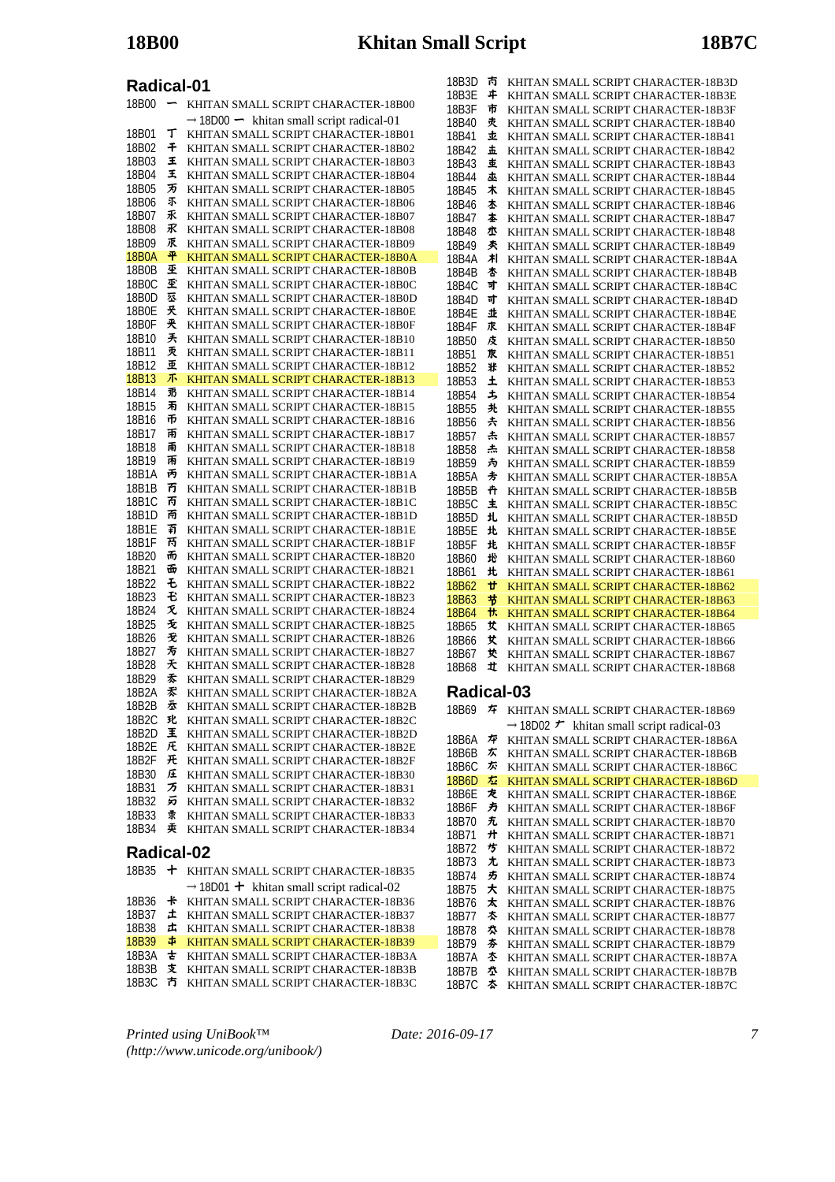## Radical-01

18B00 𘬀 KHITAN SMALL SCRIPT CHARACTER-18B00
→ 18D00 𘴀 khitan small script radical-01
18B01 𘬁 KHITAN SMALL SCRIPT CHARACTER-18B01
18B02 𘬂 KHITAN SMALL SCRIPT CHARACTER-18B02
18B03 𘬃 KHITAN SMALL SCRIPT CHARACTER-18B03
18B04 𘬄 KHITAN SMALL SCRIPT CHARACTER-18B04
18B05 𘬅 KHITAN SMALL SCRIPT CHARACTER-18B05
18B06 𘬆 KHITAN SMALL SCRIPT CHARACTER-18B06
18B07 𘬇 KHITAN SMALL SCRIPT CHARACTER-18B07
18B08 𘬈 KHITAN SMALL SCRIPT CHARACTER-18B08
18B09 𘬉 KHITAN SMALL SCRIPT CHARACTER-18B09
18B0A 𘬊 KHITAN SMALL SCRIPT CHARACTER-18B0A
18B0B 𘬋 KHITAN SMALL SCRIPT CHARACTER-18B0B
18B0C 𘬌 KHITAN SMALL SCRIPT CHARACTER-18B0C
18B0D 𘬍 KHITAN SMALL SCRIPT CHARACTER-18B0D
18B0E 𘬎 KHITAN SMALL SCRIPT CHARACTER-18B0E
18B0F 𘬏 KHITAN SMALL SCRIPT CHARACTER-18B0F
18B10 𘬐 KHITAN SMALL SCRIPT CHARACTER-18B10
18B11 𘬑 KHITAN SMALL SCRIPT CHARACTER-18B11
18B12 𘬒 KHITAN SMALL SCRIPT CHARACTER-18B12
18B13 𘬓 KHITAN SMALL SCRIPT CHARACTER-18B13
18B14 𘬔 KHITAN SMALL SCRIPT CHARACTER-18B14
18B15 𘬕 KHITAN SMALL SCRIPT CHARACTER-18B15
18B16 𘬖 KHITAN SMALL SCRIPT CHARACTER-18B16
18B17 𘬗 KHITAN SMALL SCRIPT CHARACTER-18B17
18B18 𘬘 KHITAN SMALL SCRIPT CHARACTER-18B18
18B19 𘬙 KHITAN SMALL SCRIPT CHARACTER-18B19
18B1A 𘬚 KHITAN SMALL SCRIPT CHARACTER-18B1A
18B1B 𘬛 KHITAN SMALL SCRIPT CHARACTER-18B1B
18B1C 𘬜 KHITAN SMALL SCRIPT CHARACTER-18B1C
18B1D 𘬝 KHITAN SMALL SCRIPT CHARACTER-18B1D
18B1E 𘬞 KHITAN SMALL SCRIPT CHARACTER-18B1E
18B1F 𘬟 KHITAN SMALL SCRIPT CHARACTER-18B1F
18B20 𘬠 KHITAN SMALL SCRIPT CHARACTER-18B20
18B21 𘬡 KHITAN SMALL SCRIPT CHARACTER-18B21
18B22 𘬢 KHITAN SMALL SCRIPT CHARACTER-18B22
18B23 𘬣 KHITAN SMALL SCRIPT CHARACTER-18B23
18B24 𘬤 KHITAN SMALL SCRIPT CHARACTER-18B24
18B25 𘬥 KHITAN SMALL SCRIPT CHARACTER-18B25
18B26 𘬦 KHITAN SMALL SCRIPT CHARACTER-18B26
18B27 𘬧 KHITAN SMALL SCRIPT CHARACTER-18B27
18B28 𘬨 KHITAN SMALL SCRIPT CHARACTER-18B28
18B29 𘬩 KHITAN SMALL SCRIPT CHARACTER-18B29
18B2A 𘬪 KHITAN SMALL SCRIPT CHARACTER-18B2A
18B2B 𘬫 KHITAN SMALL SCRIPT CHARACTER-18B2B
18B2C 𘬬 KHITAN SMALL SCRIPT CHARACTER-18B2C
18B2D 𘬭 KHITAN SMALL SCRIPT CHARACTER-18B2D
18B2E 𘬮 KHITAN SMALL SCRIPT CHARACTER-18B2E
18B2F 𘬯 KHITAN SMALL SCRIPT CHARACTER-18B2F
18B30 𘬰 KHITAN SMALL SCRIPT CHARACTER-18B30
18B31 𘬱 KHITAN SMALL SCRIPT CHARACTER-18B31
18B32 𘬲 KHITAN SMALL SCRIPT CHARACTER-18B32
18B33 𘬳 KHITAN SMALL SCRIPT CHARACTER-18B33
18B34 𘬴 KHITAN SMALL SCRIPT CHARACTER-18B34

## Radical-02

18B35 𘬵 KHITAN SMALL SCRIPT CHARACTER-18B35
→ 18D01 𘴁 khitan small script radical-02
18B36 𘬶 KHITAN SMALL SCRIPT CHARACTER-18B36
18B37 𘬷 KHITAN SMALL SCRIPT CHARACTER-18B37
18B38 𘬸 KHITAN SMALL SCRIPT CHARACTER-18B38
18B39 𘬹 KHITAN SMALL SCRIPT CHARACTER-18B39
18B3A 𘬺 KHITAN SMALL SCRIPT CHARACTER-18B3A
18B3B 𘬻 KHITAN SMALL SCRIPT CHARACTER-18B3B
18B3C 𘬼 KHITAN SMALL SCRIPT CHARACTER-18B3C
18B3D 𘬽 KHITAN SMALL SCRIPT CHARACTER-18B3D
18B3E 𘬾 KHITAN SMALL SCRIPT CHARACTER-18B3E
18B3F 𘬿 KHITAN SMALL SCRIPT CHARACTER-18B3F
18B40 𘭀 KHITAN SMALL SCRIPT CHARACTER-18B40
18B41 𘭁 KHITAN SMALL SCRIPT CHARACTER-18B41
18B42 𘭂 KHITAN SMALL SCRIPT CHARACTER-18B42
18B43 𘭃 KHITAN SMALL SCRIPT CHARACTER-18B43
18B44 𘭄 KHITAN SMALL SCRIPT CHARACTER-18B44
18B45 𘭅 KHITAN SMALL SCRIPT CHARACTER-18B45
18B46 𘭆 KHITAN SMALL SCRIPT CHARACTER-18B46
18B47 𘭇 KHITAN SMALL SCRIPT CHARACTER-18B47
18B48 𘭈 KHITAN SMALL SCRIPT CHARACTER-18B48
18B49 𘭉 KHITAN SMALL SCRIPT CHARACTER-18B49
18B4A 𘭊 KHITAN SMALL SCRIPT CHARACTER-18B4A
18B4B 𘭋 KHITAN SMALL SCRIPT CHARACTER-18B4B
18B4C 𘭌 KHITAN SMALL SCRIPT CHARACTER-18B4C
18B4D 𘭍 KHITAN SMALL SCRIPT CHARACTER-18B4D
18B4E 𘭎 KHITAN SMALL SCRIPT CHARACTER-18B4E
18B4F 𘭏 KHITAN SMALL SCRIPT CHARACTER-18B4F
18B50 𘭐 KHITAN SMALL SCRIPT CHARACTER-18B50
18B51 𘭑 KHITAN SMALL SCRIPT CHARACTER-18B51
18B52 𘭒 KHITAN SMALL SCRIPT CHARACTER-18B52
18B53 𘭓 KHITAN SMALL SCRIPT CHARACTER-18B53
18B54 𘭔 KHITAN SMALL SCRIPT CHARACTER-18B54
18B55 𘭕 KHITAN SMALL SCRIPT CHARACTER-18B55
18B56 𘭖 KHITAN SMALL SCRIPT CHARACTER-18B56
18B57 𘭗 KHITAN SMALL SCRIPT CHARACTER-18B57
18B58 𘭘 KHITAN SMALL SCRIPT CHARACTER-18B58
18B59 𘭙 KHITAN SMALL SCRIPT CHARACTER-18B59
18B5A 𘭚 KHITAN SMALL SCRIPT CHARACTER-18B5A
18B5B 𘭛 KHITAN SMALL SCRIPT CHARACTER-18B5B
18B5C 𘭜 KHITAN SMALL SCRIPT CHARACTER-18B5C
18B5D 𘭝 KHITAN SMALL SCRIPT CHARACTER-18B5D
18B5E 𘭞 KHITAN SMALL SCRIPT CHARACTER-18B5E
18B5F 𘭟 KHITAN SMALL SCRIPT CHARACTER-18B5F
18B60 𘭠 KHITAN SMALL SCRIPT CHARACTER-18B60
18B61 𘭡 KHITAN SMALL SCRIPT CHARACTER-18B61
18B62 𘭢 KHITAN SMALL SCRIPT CHARACTER-18B62
18B63 𘭣 KHITAN SMALL SCRIPT CHARACTER-18B63
18B64 𘭤 KHITAN SMALL SCRIPT CHARACTER-18B64
18B65 𘭥 KHITAN SMALL SCRIPT CHARACTER-18B65
18B66 𘭦 KHITAN SMALL SCRIPT CHARACTER-18B66
18B67 𘭧 KHITAN SMALL SCRIPT CHARACTER-18B67
18B68 𘭨 KHITAN SMALL SCRIPT CHARACTER-18B68

## Radical-03

18B69 𘭩 KHITAN SMALL SCRIPT CHARACTER-18B69
→ 18D02 𘴂 khitan small script radical-03
18B6A 𘭪 KHITAN SMALL SCRIPT CHARACTER-18B6A
18B6B 𘭫 KHITAN SMALL SCRIPT CHARACTER-18B6B
18B6C 𘭬 KHITAN SMALL SCRIPT CHARACTER-18B6C
18B6D 𘭭 KHITAN SMALL SCRIPT CHARACTER-18B6D
18B6E 𘭮 KHITAN SMALL SCRIPT CHARACTER-18B6E
18B6F 𘭯 KHITAN SMALL SCRIPT CHARACTER-18B6F
18B70 𘭰 KHITAN SMALL SCRIPT CHARACTER-18B70
18B71 𘭱 KHITAN SMALL SCRIPT CHARACTER-18B71
18B72 𘭲 KHITAN SMALL SCRIPT CHARACTER-18B72
18B73 𘭳 KHITAN SMALL SCRIPT CHARACTER-18B73
18B74 𘭴 KHITAN SMALL SCRIPT CHARACTER-18B74
18B75 𘭵 KHITAN SMALL SCRIPT CHARACTER-18B75
18B76 𘭶 KHITAN SMALL SCRIPT CHARACTER-18B76
18B77 𘭷 KHITAN SMALL SCRIPT CHARACTER-18B77
18B78 𘭸 KHITAN SMALL SCRIPT CHARACTER-18B78
18B79 𘭹 KHITAN SMALL SCRIPT CHARACTER-18B79
18B7A 𘭺 KHITAN SMALL SCRIPT CHARACTER-18B7A
18B7B 𘭻 KHITAN SMALL SCRIPT CHARACTER-18B7B
18B7C 𘭼 KHITAN SMALL SCRIPT CHARACTER-18B7C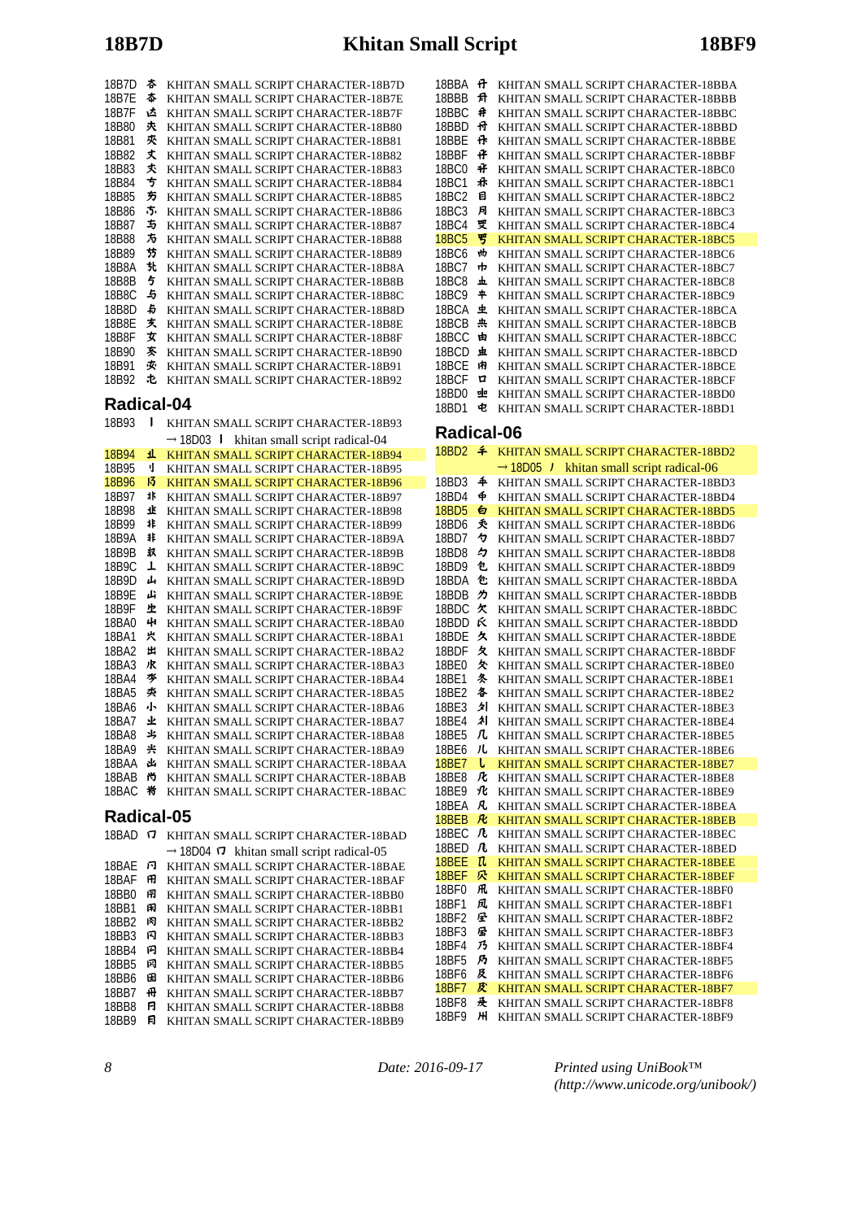18B7D	𘭽	KHITAN SMALL SCRIPT CHARACTER-18B7D
18B7E	𘭾	KHITAN SMALL SCRIPT CHARACTER-18B7E
18B7F	𘭿	KHITAN SMALL SCRIPT CHARACTER-18B7F
18B80	𘮀	KHITAN SMALL SCRIPT CHARACTER-18B80
18B81	𘮁	KHITAN SMALL SCRIPT CHARACTER-18B81
18B82	𘮂	KHITAN SMALL SCRIPT CHARACTER-18B82
18B83	𘮃	KHITAN SMALL SCRIPT CHARACTER-18B83
18B84	𘮄	KHITAN SMALL SCRIPT CHARACTER-18B84
18B85	𘮅	KHITAN SMALL SCRIPT CHARACTER-18B85
18B86	𘮆	KHITAN SMALL SCRIPT CHARACTER-18B86
18B87	𘮇	KHITAN SMALL SCRIPT CHARACTER-18B87
18B88	𘮈	KHITAN SMALL SCRIPT CHARACTER-18B88
18B89	𘮉	KHITAN SMALL SCRIPT CHARACTER-18B89
18B8A	𘮊	KHITAN SMALL SCRIPT CHARACTER-18B8A
18B8B	𘮋	KHITAN SMALL SCRIPT CHARACTER-18B8B
18B8C	𘮌	KHITAN SMALL SCRIPT CHARACTER-18B8C
18B8D	𘮍	KHITAN SMALL SCRIPT CHARACTER-18B8D
18B8E	𘮎	KHITAN SMALL SCRIPT CHARACTER-18B8E
18B8F	𘮏	KHITAN SMALL SCRIPT CHARACTER-18B8F
18B90	𘮐	KHITAN SMALL SCRIPT CHARACTER-18B90
18B91	𘮑	KHITAN SMALL SCRIPT CHARACTER-18B91
18B92	𘮒	KHITAN SMALL SCRIPT CHARACTER-18B92

## Radical-04

18B93	𘮓	KHITAN SMALL SCRIPT CHARACTER-18B93
→ 18D03 𘴃 khitan small script radical-04
18B94	𘮔	KHITAN SMALL SCRIPT CHARACTER-18B94
18B95	𘮕	KHITAN SMALL SCRIPT CHARACTER-18B95
18B96	𘮖	KHITAN SMALL SCRIPT CHARACTER-18B96
18B97	𘮗	KHITAN SMALL SCRIPT CHARACTER-18B97
18B98	𘮘	KHITAN SMALL SCRIPT CHARACTER-18B98
18B99	𘮙	KHITAN SMALL SCRIPT CHARACTER-18B99
18B9A	𘮚	KHITAN SMALL SCRIPT CHARACTER-18B9A
18B9B	𘮛	KHITAN SMALL SCRIPT CHARACTER-18B9B
18B9C	𘮜	KHITAN SMALL SCRIPT CHARACTER-18B9C
18B9D	𘮝	KHITAN SMALL SCRIPT CHARACTER-18B9D
18B9E	𘮞	KHITAN SMALL SCRIPT CHARACTER-18B9E
18B9F	𘮟	KHITAN SMALL SCRIPT CHARACTER-18B9F
18BA0	𘮠	KHITAN SMALL SCRIPT CHARACTER-18BA0
18BA1	𘮡	KHITAN SMALL SCRIPT CHARACTER-18BA1
18BA2	𘮢	KHITAN SMALL SCRIPT CHARACTER-18BA2
18BA3	𘮣	KHITAN SMALL SCRIPT CHARACTER-18BA3
18BA4	𘮤	KHITAN SMALL SCRIPT CHARACTER-18BA4
18BA5	𘮥	KHITAN SMALL SCRIPT CHARACTER-18BA5
18BA6	𘮦	KHITAN SMALL SCRIPT CHARACTER-18BA6
18BA7	𘮧	KHITAN SMALL SCRIPT CHARACTER-18BA7
18BA8	𘮨	KHITAN SMALL SCRIPT CHARACTER-18BA8
18BA9	𘮩	KHITAN SMALL SCRIPT CHARACTER-18BA9
18BAA	𘮪	KHITAN SMALL SCRIPT CHARACTER-18BAA
18BAB	𘮫	KHITAN SMALL SCRIPT CHARACTER-18BAB
18BAC	𘮬	KHITAN SMALL SCRIPT CHARACTER-18BAC

## Radical-05

18BAD	𘮭	KHITAN SMALL SCRIPT CHARACTER-18BAD
→ 18D04 𘴄 khitan small script radical-05
18BAE	𘮮	KHITAN SMALL SCRIPT CHARACTER-18BAE
18BAF	𘮯	KHITAN SMALL SCRIPT CHARACTER-18BAF
18BB0	𘮰	KHITAN SMALL SCRIPT CHARACTER-18BB0
18BB1	𘮱	KHITAN SMALL SCRIPT CHARACTER-18BB1
18BB2	𘮲	KHITAN SMALL SCRIPT CHARACTER-18BB2
18BB3	𘮳	KHITAN SMALL SCRIPT CHARACTER-18BB3
18BB4	𘮴	KHITAN SMALL SCRIPT CHARACTER-18BB4
18BB5	𘮵	KHITAN SMALL SCRIPT CHARACTER-18BB5
18BB6	𘮶	KHITAN SMALL SCRIPT CHARACTER-18BB6
18BB7	𘮷	KHITAN SMALL SCRIPT CHARACTER-18BB7
18BB8	𘮸	KHITAN SMALL SCRIPT CHARACTER-18BB8
18BB9	𘮹	KHITAN SMALL SCRIPT CHARACTER-18BB9
18BBA	𘮺	KHITAN SMALL SCRIPT CHARACTER-18BBA
18BBB	𘮻	KHITAN SMALL SCRIPT CHARACTER-18BBB
18BBC	𘮼	KHITAN SMALL SCRIPT CHARACTER-18BBC
18BBD	𘮽	KHITAN SMALL SCRIPT CHARACTER-18BBD
18BBE	𘮾	KHITAN SMALL SCRIPT CHARACTER-18BBE
18BBF	𘮿	KHITAN SMALL SCRIPT CHARACTER-18BBF
18BC0	𘯀	KHITAN SMALL SCRIPT CHARACTER-18BC0
18BC1	𘯁	KHITAN SMALL SCRIPT CHARACTER-18BC1
18BC2	𘯂	KHITAN SMALL SCRIPT CHARACTER-18BC2
18BC3	𘯃	KHITAN SMALL SCRIPT CHARACTER-18BC3
18BC4	𘯄	KHITAN SMALL SCRIPT CHARACTER-18BC4
18BC5	𘯅	KHITAN SMALL SCRIPT CHARACTER-18BC5
18BC6	𘯆	KHITAN SMALL SCRIPT CHARACTER-18BC6
18BC7	𘯇	KHITAN SMALL SCRIPT CHARACTER-18BC7
18BC8	𘯈	KHITAN SMALL SCRIPT CHARACTER-18BC8
18BC9	𘯉	KHITAN SMALL SCRIPT CHARACTER-18BC9
18BCA	𘯊	KHITAN SMALL SCRIPT CHARACTER-18BCA
18BCB	𘯋	KHITAN SMALL SCRIPT CHARACTER-18BCB
18BCC	𘯌	KHITAN SMALL SCRIPT CHARACTER-18BCC
18BCD	𘯍	KHITAN SMALL SCRIPT CHARACTER-18BCD
18BCE	𘯎	KHITAN SMALL SCRIPT CHARACTER-18BCE
18BCF	𘯏	KHITAN SMALL SCRIPT CHARACTER-18BCF
18BD0	𘯐	KHITAN SMALL SCRIPT CHARACTER-18BD0
18BD1	𘯑	KHITAN SMALL SCRIPT CHARACTER-18BD1

## Radical-06

18BD2	𘯒	KHITAN SMALL SCRIPT CHARACTER-18BD2
→ 18D05 𘴅 khitan small script radical-06
18BD3	𘯓	KHITAN SMALL SCRIPT CHARACTER-18BD3
18BD4	𘯔	KHITAN SMALL SCRIPT CHARACTER-18BD4
18BD5	𘯕	KHITAN SMALL SCRIPT CHARACTER-18BD5
18BD6	𘯖	KHITAN SMALL SCRIPT CHARACTER-18BD6
18BD7	𘯗	KHITAN SMALL SCRIPT CHARACTER-18BD7
18BD8	𘯘	KHITAN SMALL SCRIPT CHARACTER-18BD8
18BD9	𘯙	KHITAN SMALL SCRIPT CHARACTER-18BD9
18BDA	𘯚	KHITAN SMALL SCRIPT CHARACTER-18BDA
18BDB	𘯛	KHITAN SMALL SCRIPT CHARACTER-18BDB
18BDC	𘯜	KHITAN SMALL SCRIPT CHARACTER-18BDC
18BDD	𘯝	KHITAN SMALL SCRIPT CHARACTER-18BDD
18BDE	𘯞	KHITAN SMALL SCRIPT CHARACTER-18BDE
18BDF	𘯟	KHITAN SMALL SCRIPT CHARACTER-18BDF
18BE0	𘯠	KHITAN SMALL SCRIPT CHARACTER-18BE0
18BE1	𘯡	KHITAN SMALL SCRIPT CHARACTER-18BE1
18BE2	𘯢	KHITAN SMALL SCRIPT CHARACTER-18BE2
18BE3	𘯣	KHITAN SMALL SCRIPT CHARACTER-18BE3
18BE4	𘯤	KHITAN SMALL SCRIPT CHARACTER-18BE4
18BE5	𘯥	KHITAN SMALL SCRIPT CHARACTER-18BE5
18BE6	𘯦	KHITAN SMALL SCRIPT CHARACTER-18BE6
18BE7	𘯧	KHITAN SMALL SCRIPT CHARACTER-18BE7
18BE8	𘯨	KHITAN SMALL SCRIPT CHARACTER-18BE8
18BE9	𘯩	KHITAN SMALL SCRIPT CHARACTER-18BE9
18BEA	𘯪	KHITAN SMALL SCRIPT CHARACTER-18BEA
18BEB	𘯫	KHITAN SMALL SCRIPT CHARACTER-18BEB
18BEC	𘯬	KHITAN SMALL SCRIPT CHARACTER-18BEC
18BED	𘯭	KHITAN SMALL SCRIPT CHARACTER-18BED
18BEE	𘯮	KHITAN SMALL SCRIPT CHARACTER-18BEE
18BEF	𘯯	KHITAN SMALL SCRIPT CHARACTER-18BEF
18BF0	𘯰	KHITAN SMALL SCRIPT CHARACTER-18BF0
18BF1	𘯱	KHITAN SMALL SCRIPT CHARACTER-18BF1
18BF2	𘯲	KHITAN SMALL SCRIPT CHARACTER-18BF2
18BF3	𘯳	KHITAN SMALL SCRIPT CHARACTER-18BF3
18BF4	𘯴	KHITAN SMALL SCRIPT CHARACTER-18BF4
18BF5	𘯵	KHITAN SMALL SCRIPT CHARACTER-18BF5
18BF6	𘯶	KHITAN SMALL SCRIPT CHARACTER-18BF6
18BF7	𘯷	KHITAN SMALL SCRIPT CHARACTER-18BF7
18BF8	𘯸	KHITAN SMALL SCRIPT CHARACTER-18BF8
18BF9	𘯹	KHITAN SMALL SCRIPT CHARACTER-18BF9

*Date: 2016-09-17* *Printed using UniBook™ (http://www.unicode.org/unibook/)*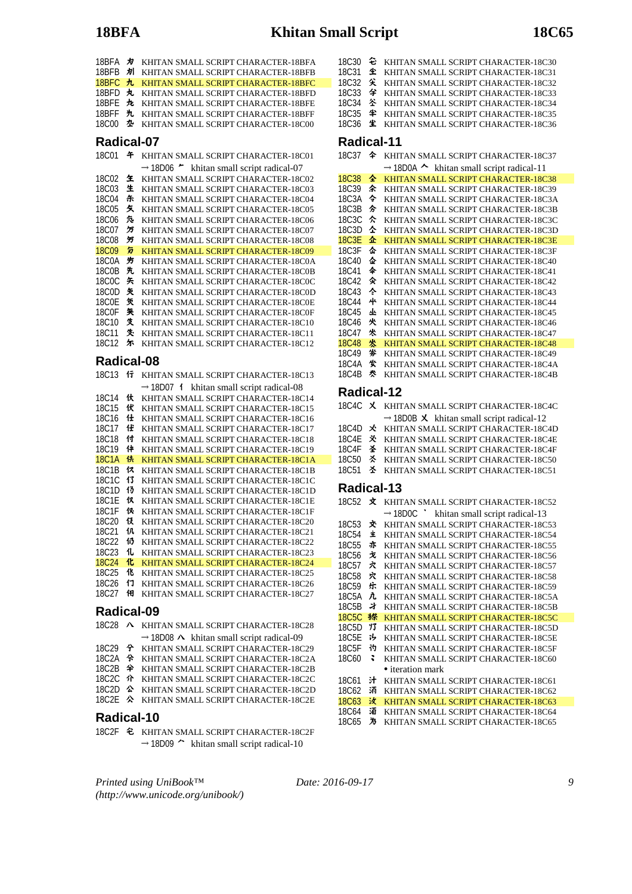18BFA 𘯺 KHITAN SMALL SCRIPT CHARACTER-18BFA
18BFB 𘯻 KHITAN SMALL SCRIPT CHARACTER-18BFB
18BFC 𘯼 KHITAN SMALL SCRIPT CHARACTER-18BFC
18BFD 𘯽 KHITAN SMALL SCRIPT CHARACTER-18BFD
18BFE 𘯾 KHITAN SMALL SCRIPT CHARACTER-18BFE
18BFF 𘯿 KHITAN SMALL SCRIPT CHARACTER-18BFF
18C00 𘰀 KHITAN SMALL SCRIPT CHARACTER-18C00

## Radical-07

18C01 𘰁 KHITAN SMALL SCRIPT CHARACTER-18C01
→ 18D06 𘴆 khitan small script radical-07
18C02 𘰂 KHITAN SMALL SCRIPT CHARACTER-18C02
18C03 𘰃 KHITAN SMALL SCRIPT CHARACTER-18C03
18C04 𘰄 KHITAN SMALL SCRIPT CHARACTER-18C04
18C05 𘰅 KHITAN SMALL SCRIPT CHARACTER-18C05
18C06 𘰆 KHITAN SMALL SCRIPT CHARACTER-18C06
18C07 𘰇 KHITAN SMALL SCRIPT CHARACTER-18C07
18C08 𘰈 KHITAN SMALL SCRIPT CHARACTER-18C08
18C09 𘰉 KHITAN SMALL SCRIPT CHARACTER-18C09
18C0A 𘰊 KHITAN SMALL SCRIPT CHARACTER-18C0A
18C0B 𘰋 KHITAN SMALL SCRIPT CHARACTER-18C0B
18C0C 𘰌 KHITAN SMALL SCRIPT CHARACTER-18C0C
18C0D 𘰍 KHITAN SMALL SCRIPT CHARACTER-18C0D
18C0E 𘰎 KHITAN SMALL SCRIPT CHARACTER-18C0E
18C0F 𘰏 KHITAN SMALL SCRIPT CHARACTER-18C0F
18C10 𘰐 KHITAN SMALL SCRIPT CHARACTER-18C10
18C11 𘰑 KHITAN SMALL SCRIPT CHARACTER-18C11
18C12 𘰒 KHITAN SMALL SCRIPT CHARACTER-18C12

## Radical-08

18C13 𘰓 KHITAN SMALL SCRIPT CHARACTER-18C13
→ 18D07 𘴇 khitan small script radical-08
18C14 𘰔 KHITAN SMALL SCRIPT CHARACTER-18C14
18C15 𘰕 KHITAN SMALL SCRIPT CHARACTER-18C15
18C16 𘰖 KHITAN SMALL SCRIPT CHARACTER-18C16
18C17 𘰗 KHITAN SMALL SCRIPT CHARACTER-18C17
18C18 𘰘 KHITAN SMALL SCRIPT CHARACTER-18C18
18C19 𘰙 KHITAN SMALL SCRIPT CHARACTER-18C19
18C1A 𘰚 KHITAN SMALL SCRIPT CHARACTER-18C1A
18C1B 𘰛 KHITAN SMALL SCRIPT CHARACTER-18C1B
18C1C 𘰜 KHITAN SMALL SCRIPT CHARACTER-18C1C
18C1D 𘰝 KHITAN SMALL SCRIPT CHARACTER-18C1D
18C1E 𘰞 KHITAN SMALL SCRIPT CHARACTER-18C1E
18C1F 𘰟 KHITAN SMALL SCRIPT CHARACTER-18C1F
18C20 𘰠 KHITAN SMALL SCRIPT CHARACTER-18C20
18C21 𘰡 KHITAN SMALL SCRIPT CHARACTER-18C21
18C22 𘰢 KHITAN SMALL SCRIPT CHARACTER-18C22
18C23 𘰣 KHITAN SMALL SCRIPT CHARACTER-18C23
18C24 𘰤 KHITAN SMALL SCRIPT CHARACTER-18C24
18C25 𘰥 KHITAN SMALL SCRIPT CHARACTER-18C25
18C26 𘰦 KHITAN SMALL SCRIPT CHARACTER-18C26
18C27 𘰧 KHITAN SMALL SCRIPT CHARACTER-18C27

## Radical-09

18C28 𘰨 KHITAN SMALL SCRIPT CHARACTER-18C28
→ 18D08 𘴈 khitan small script radical-09
18C29 𘰩 KHITAN SMALL SCRIPT CHARACTER-18C29
18C2A 𘰪 KHITAN SMALL SCRIPT CHARACTER-18C2A
18C2B 𘰫 KHITAN SMALL SCRIPT CHARACTER-18C2B
18C2C 𘰬 KHITAN SMALL SCRIPT CHARACTER-18C2C
18C2D 𘰭 KHITAN SMALL SCRIPT CHARACTER-18C2D
18C2E 𘰮 KHITAN SMALL SCRIPT CHARACTER-18C2E

## Radical-10

18C2F 𘰯 KHITAN SMALL SCRIPT CHARACTER-18C2F
→ 18D09 𘴉 khitan small script radical-10
18C30 𘰰 KHITAN SMALL SCRIPT CHARACTER-18C30
18C31 𘰱 KHITAN SMALL SCRIPT CHARACTER-18C31
18C32 𘰲 KHITAN SMALL SCRIPT CHARACTER-18C32
18C33 𘰳 KHITAN SMALL SCRIPT CHARACTER-18C33
18C34 𘰴 KHITAN SMALL SCRIPT CHARACTER-18C34
18C35 𘰵 KHITAN SMALL SCRIPT CHARACTER-18C35
18C36 𘰶 KHITAN SMALL SCRIPT CHARACTER-18C36

## Radical-11

18C37 𘰷 KHITAN SMALL SCRIPT CHARACTER-18C37
→ 18D0A 𘴊 khitan small script radical-11
18C38 𘰸 KHITAN SMALL SCRIPT CHARACTER-18C38
18C39 𘰹 KHITAN SMALL SCRIPT CHARACTER-18C39
18C3A 𘰺 KHITAN SMALL SCRIPT CHARACTER-18C3A
18C3B 𘰻 KHITAN SMALL SCRIPT CHARACTER-18C3B
18C3C 𘰼 KHITAN SMALL SCRIPT CHARACTER-18C3C
18C3D 𘰽 KHITAN SMALL SCRIPT CHARACTER-18C3D
18C3E 𘰾 KHITAN SMALL SCRIPT CHARACTER-18C3E
18C3F 𘰿 KHITAN SMALL SCRIPT CHARACTER-18C3F
18C40 𘱀 KHITAN SMALL SCRIPT CHARACTER-18C40
18C41 𘱁 KHITAN SMALL SCRIPT CHARACTER-18C41
18C42 𘱂 KHITAN SMALL SCRIPT CHARACTER-18C42
18C43 𘱃 KHITAN SMALL SCRIPT CHARACTER-18C43
18C44 𘱄 KHITAN SMALL SCRIPT CHARACTER-18C44
18C45 𘱅 KHITAN SMALL SCRIPT CHARACTER-18C45
18C46 𘱆 KHITAN SMALL SCRIPT CHARACTER-18C46
18C47 𘱇 KHITAN SMALL SCRIPT CHARACTER-18C47
18C48 𘱈 KHITAN SMALL SCRIPT CHARACTER-18C48
18C49 𘱉 KHITAN SMALL SCRIPT CHARACTER-18C49
18C4A 𘱊 KHITAN SMALL SCRIPT CHARACTER-18C4A
18C4B 𘱋 KHITAN SMALL SCRIPT CHARACTER-18C4B

## Radical-12

18C4C 𘱌 KHITAN SMALL SCRIPT CHARACTER-18C4C
→ 18D0B 𘴋 khitan small script radical-12
18C4D 𘱍 KHITAN SMALL SCRIPT CHARACTER-18C4D
18C4E 𘱎 KHITAN SMALL SCRIPT CHARACTER-18C4E
18C4F 𘱏 KHITAN SMALL SCRIPT CHARACTER-18C4F
18C50 𘱐 KHITAN SMALL SCRIPT CHARACTER-18C50
18C51 𘱑 KHITAN SMALL SCRIPT CHARACTER-18C51

## Radical-13

18C52 𘱒 KHITAN SMALL SCRIPT CHARACTER-18C52
→ 18D0C 𘴌 khitan small script radical-13
18C53 𘱓 KHITAN SMALL SCRIPT CHARACTER-18C53
18C54 𘱔 KHITAN SMALL SCRIPT CHARACTER-18C54
18C55 𘱕 KHITAN SMALL SCRIPT CHARACTER-18C55
18C56 𘱖 KHITAN SMALL SCRIPT CHARACTER-18C56
18C57 𘱗 KHITAN SMALL SCRIPT CHARACTER-18C57
18C58 𘱘 KHITAN SMALL SCRIPT CHARACTER-18C58
18C59 𘱙 KHITAN SMALL SCRIPT CHARACTER-18C59
18C5A 𘱚 KHITAN SMALL SCRIPT CHARACTER-18C5A
18C5B 𘱛 KHITAN SMALL SCRIPT CHARACTER-18C5B
18C5C 𘱜 KHITAN SMALL SCRIPT CHARACTER-18C5C
18C5D 𘱝 KHITAN SMALL SCRIPT CHARACTER-18C5D
18C5E 𘱞 KHITAN SMALL SCRIPT CHARACTER-18C5E
18C5F 𘱟 KHITAN SMALL SCRIPT CHARACTER-18C5F
18C60 𘱠 KHITAN SMALL SCRIPT CHARACTER-18C60
• iteration mark
18C61 𘱡 KHITAN SMALL SCRIPT CHARACTER-18C61
18C62 𘱢 KHITAN SMALL SCRIPT CHARACTER-18C62
18C63 𘱣 KHITAN SMALL SCRIPT CHARACTER-18C63
18C64 𘱤 KHITAN SMALL SCRIPT CHARACTER-18C64
18C65 𘱥 KHITAN SMALL SCRIPT CHARACTER-18C65

*Printed using UniBook™ (http://www.unicode.org/unibook/)* *Date: 2016-09-17*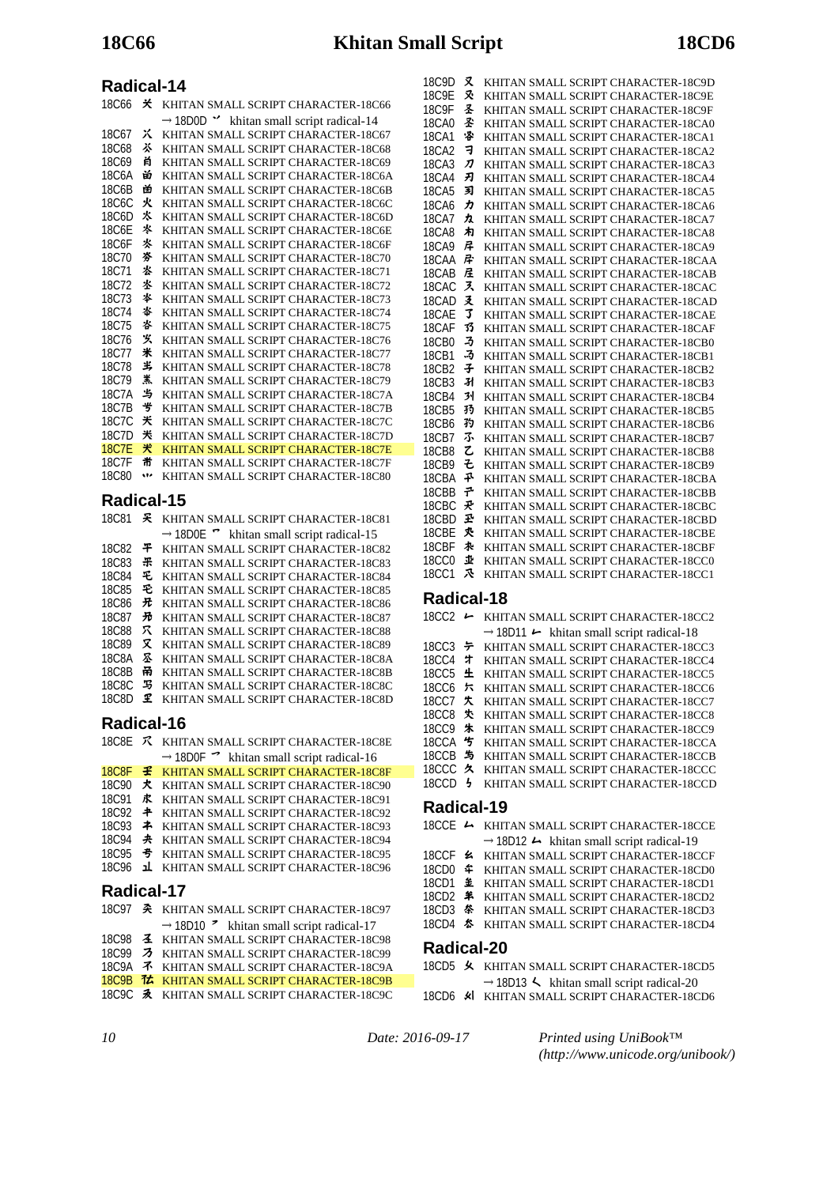## Radical-14

18C66 𘱦 KHITAN SMALL SCRIPT CHARACTER-18C66
→ 18D0D 𘴍 khitan small script radical-14
18C67 𘱧 KHITAN SMALL SCRIPT CHARACTER-18C67
18C68 𘱨 KHITAN SMALL SCRIPT CHARACTER-18C68
18C69 𘱩 KHITAN SMALL SCRIPT CHARACTER-18C69
18C6A 𘱪 KHITAN SMALL SCRIPT CHARACTER-18C6A
18C6B 𘱫 KHITAN SMALL SCRIPT CHARACTER-18C6B
18C6C 𘱬 KHITAN SMALL SCRIPT CHARACTER-18C6C
18C6D 𘱭 KHITAN SMALL SCRIPT CHARACTER-18C6D
18C6E 𘱮 KHITAN SMALL SCRIPT CHARACTER-18C6E
18C6F 𘱯 KHITAN SMALL SCRIPT CHARACTER-18C6F
18C70 𘱰 KHITAN SMALL SCRIPT CHARACTER-18C70
18C71 𘱱 KHITAN SMALL SCRIPT CHARACTER-18C71
18C72 𘱲 KHITAN SMALL SCRIPT CHARACTER-18C72
18C73 𘱳 KHITAN SMALL SCRIPT CHARACTER-18C73
18C74 𘱴 KHITAN SMALL SCRIPT CHARACTER-18C74
18C75 𘱵 KHITAN SMALL SCRIPT CHARACTER-18C75
18C76 𘱶 KHITAN SMALL SCRIPT CHARACTER-18C76
18C77 𘱷 KHITAN SMALL SCRIPT CHARACTER-18C77
18C78 𘱸 KHITAN SMALL SCRIPT CHARACTER-18C78
18C79 𘱹 KHITAN SMALL SCRIPT CHARACTER-18C79
18C7A 𘱺 KHITAN SMALL SCRIPT CHARACTER-18C7A
18C7B 𘱻 KHITAN SMALL SCRIPT CHARACTER-18C7B
18C7C 𘱼 KHITAN SMALL SCRIPT CHARACTER-18C7C
18C7D 𘱽 KHITAN SMALL SCRIPT CHARACTER-18C7D
18C7E 𘱾 KHITAN SMALL SCRIPT CHARACTER-18C7E
18C7F 𘱿 KHITAN SMALL SCRIPT CHARACTER-18C7F
18C80 𘲀 KHITAN SMALL SCRIPT CHARACTER-18C80

## Radical-15

18C81 𘲁 KHITAN SMALL SCRIPT CHARACTER-18C81
→ 18D0E 𘴎 khitan small script radical-15
18C82 𘲂 KHITAN SMALL SCRIPT CHARACTER-18C82
18C83 𘲃 KHITAN SMALL SCRIPT CHARACTER-18C83
18C84 𘲄 KHITAN SMALL SCRIPT CHARACTER-18C84
18C85 𘲅 KHITAN SMALL SCRIPT CHARACTER-18C85
18C86 𘲆 KHITAN SMALL SCRIPT CHARACTER-18C86
18C87 𘲇 KHITAN SMALL SCRIPT CHARACTER-18C87
18C88 𘲈 KHITAN SMALL SCRIPT CHARACTER-18C88
18C89 𘲉 KHITAN SMALL SCRIPT CHARACTER-18C89
18C8A 𘲊 KHITAN SMALL SCRIPT CHARACTER-18C8A
18C8B 𘲋 KHITAN SMALL SCRIPT CHARACTER-18C8B
18C8C 𘲌 KHITAN SMALL SCRIPT CHARACTER-18C8C
18C8D 𘲍 KHITAN SMALL SCRIPT CHARACTER-18C8D

## Radical-16

18C8E 𘲎 KHITAN SMALL SCRIPT CHARACTER-18C8E
→ 18D0F 𘴏 khitan small script radical-16
18C8F 𘲏 KHITAN SMALL SCRIPT CHARACTER-18C8F
18C90 𘲐 KHITAN SMALL SCRIPT CHARACTER-18C90
18C91 𘲑 KHITAN SMALL SCRIPT CHARACTER-18C91
18C92 𘲒 KHITAN SMALL SCRIPT CHARACTER-18C92
18C93 𘲓 KHITAN SMALL SCRIPT CHARACTER-18C93
18C94 𘲔 KHITAN SMALL SCRIPT CHARACTER-18C94
18C95 𘲕 KHITAN SMALL SCRIPT CHARACTER-18C95
18C96 𘲖 KHITAN SMALL SCRIPT CHARACTER-18C96

## Radical-17

18C97 𘲗 KHITAN SMALL SCRIPT CHARACTER-18C97
→ 18D10 𘴐 khitan small script radical-17
18C98 𘲘 KHITAN SMALL SCRIPT CHARACTER-18C98
18C99 𘲙 KHITAN SMALL SCRIPT CHARACTER-18C99
18C9A 𘲚 KHITAN SMALL SCRIPT CHARACTER-18C9A
18C9B 𘲛 KHITAN SMALL SCRIPT CHARACTER-18C9B
18C9C 𘲜 KHITAN SMALL SCRIPT CHARACTER-18C9C
18C9D 𘲝 KHITAN SMALL SCRIPT CHARACTER-18C9D
18C9E 𘲞 KHITAN SMALL SCRIPT CHARACTER-18C9E
18C9F 𘲟 KHITAN SMALL SCRIPT CHARACTER-18C9F
18CA0 𘲠 KHITAN SMALL SCRIPT CHARACTER-18CA0
18CA1 𘲡 KHITAN SMALL SCRIPT CHARACTER-18CA1
18CA2 𘲢 KHITAN SMALL SCRIPT CHARACTER-18CA2
18CA3 𘲣 KHITAN SMALL SCRIPT CHARACTER-18CA3
18CA4 𘲤 KHITAN SMALL SCRIPT CHARACTER-18CA4
18CA5 𘲥 KHITAN SMALL SCRIPT CHARACTER-18CA5
18CA6 𘲦 KHITAN SMALL SCRIPT CHARACTER-18CA6
18CA7 𘲧 KHITAN SMALL SCRIPT CHARACTER-18CA7
18CA8 𘲨 KHITAN SMALL SCRIPT CHARACTER-18CA8
18CA9 𘲩 KHITAN SMALL SCRIPT CHARACTER-18CA9
18CAA 𘲪 KHITAN SMALL SCRIPT CHARACTER-18CAA
18CAB 𘲫 KHITAN SMALL SCRIPT CHARACTER-18CAB
18CAC 𘲬 KHITAN SMALL SCRIPT CHARACTER-18CAC
18CAD 𘲭 KHITAN SMALL SCRIPT CHARACTER-18CAD
18CAE 𘲮 KHITAN SMALL SCRIPT CHARACTER-18CAE
18CAF 𘲯 KHITAN SMALL SCRIPT CHARACTER-18CAF
18CB0 𘲰 KHITAN SMALL SCRIPT CHARACTER-18CB0
18CB1 𘲱 KHITAN SMALL SCRIPT CHARACTER-18CB1
18CB2 𘲲 KHITAN SMALL SCRIPT CHARACTER-18CB2
18CB3 𘲳 KHITAN SMALL SCRIPT CHARACTER-18CB3
18CB4 𘲴 KHITAN SMALL SCRIPT CHARACTER-18CB4
18CB5 𘲵 KHITAN SMALL SCRIPT CHARACTER-18CB5
18CB6 𘲶 KHITAN SMALL SCRIPT CHARACTER-18CB6
18CB7 𘲷 KHITAN SMALL SCRIPT CHARACTER-18CB7
18CB8 𘲸 KHITAN SMALL SCRIPT CHARACTER-18CB8
18CB9 𘲹 KHITAN SMALL SCRIPT CHARACTER-18CB9
18CBA 𘲺 KHITAN SMALL SCRIPT CHARACTER-18CBA
18CBB 𘲻 KHITAN SMALL SCRIPT CHARACTER-18CBB
18CBC 𘲼 KHITAN SMALL SCRIPT CHARACTER-18CBC
18CBD 𘲽 KHITAN SMALL SCRIPT CHARACTER-18CBD
18CBE 𘲾 KHITAN SMALL SCRIPT CHARACTER-18CBE
18CBF 𘲿 KHITAN SMALL SCRIPT CHARACTER-18CBF
18CC0 𘳀 KHITAN SMALL SCRIPT CHARACTER-18CC0
18CC1 𘳁 KHITAN SMALL SCRIPT CHARACTER-18CC1

## Radical-18

18CC2 𘳂 KHITAN SMALL SCRIPT CHARACTER-18CC2
→ 18D11 𘴑 khitan small script radical-18
18CC3 𘳃 KHITAN SMALL SCRIPT CHARACTER-18CC3
18CC4 𘳄 KHITAN SMALL SCRIPT CHARACTER-18CC4
18CC5 𘳅 KHITAN SMALL SCRIPT CHARACTER-18CC5
18CC6 𘳆 KHITAN SMALL SCRIPT CHARACTER-18CC6
18CC7 𘳇 KHITAN SMALL SCRIPT CHARACTER-18CC7
18CC8 𘳈 KHITAN SMALL SCRIPT CHARACTER-18CC8
18CC9 𘳉 KHITAN SMALL SCRIPT CHARACTER-18CC9
18CCA 𘳊 KHITAN SMALL SCRIPT CHARACTER-18CCA
18CCB 𘳋 KHITAN SMALL SCRIPT CHARACTER-18CCB
18CCC 𘳌 KHITAN SMALL SCRIPT CHARACTER-18CCC
18CCD 𘳍 KHITAN SMALL SCRIPT CHARACTER-18CCD

## Radical-19

18CCE 𘳎 KHITAN SMALL SCRIPT CHARACTER-18CCE
→ 18D12 𘴒 khitan small script radical-19
18CCF 𘳏 KHITAN SMALL SCRIPT CHARACTER-18CCF
18CD0 𘳐 KHITAN SMALL SCRIPT CHARACTER-18CD0
18CD1 𘳑 KHITAN SMALL SCRIPT CHARACTER-18CD1
18CD2 𘳒 KHITAN SMALL SCRIPT CHARACTER-18CD2
18CD3 𘳓 KHITAN SMALL SCRIPT CHARACTER-18CD3
18CD4 𘳔 KHITAN SMALL SCRIPT CHARACTER-18CD4

## Radical-20

18CD5 𘳕 KHITAN SMALL SCRIPT CHARACTER-18CD5
→ 18D13 𘴓 khitan small script radical-20
18CD6 𘳖 KHITAN SMALL SCRIPT CHARACTER-18CD6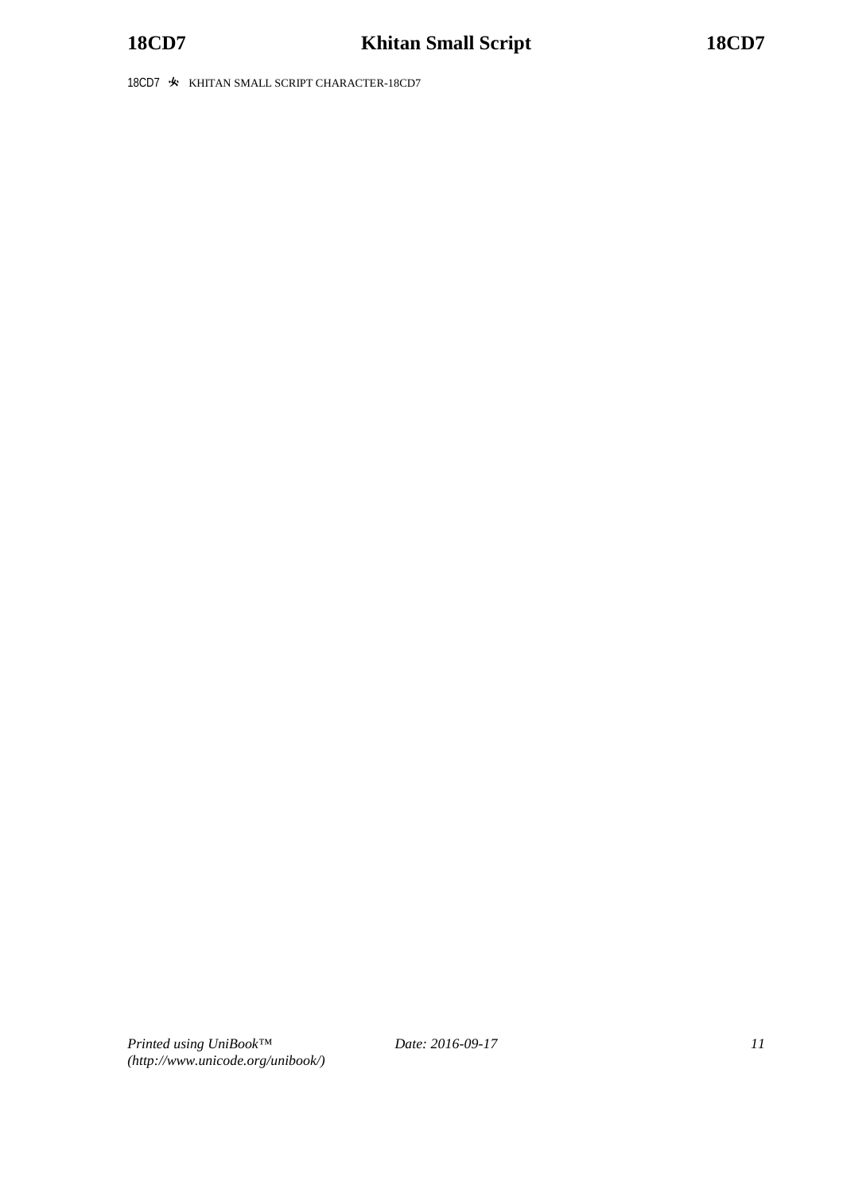18CD7 𘳗 KHITAN SMALL SCRIPT CHARACTER-18CD7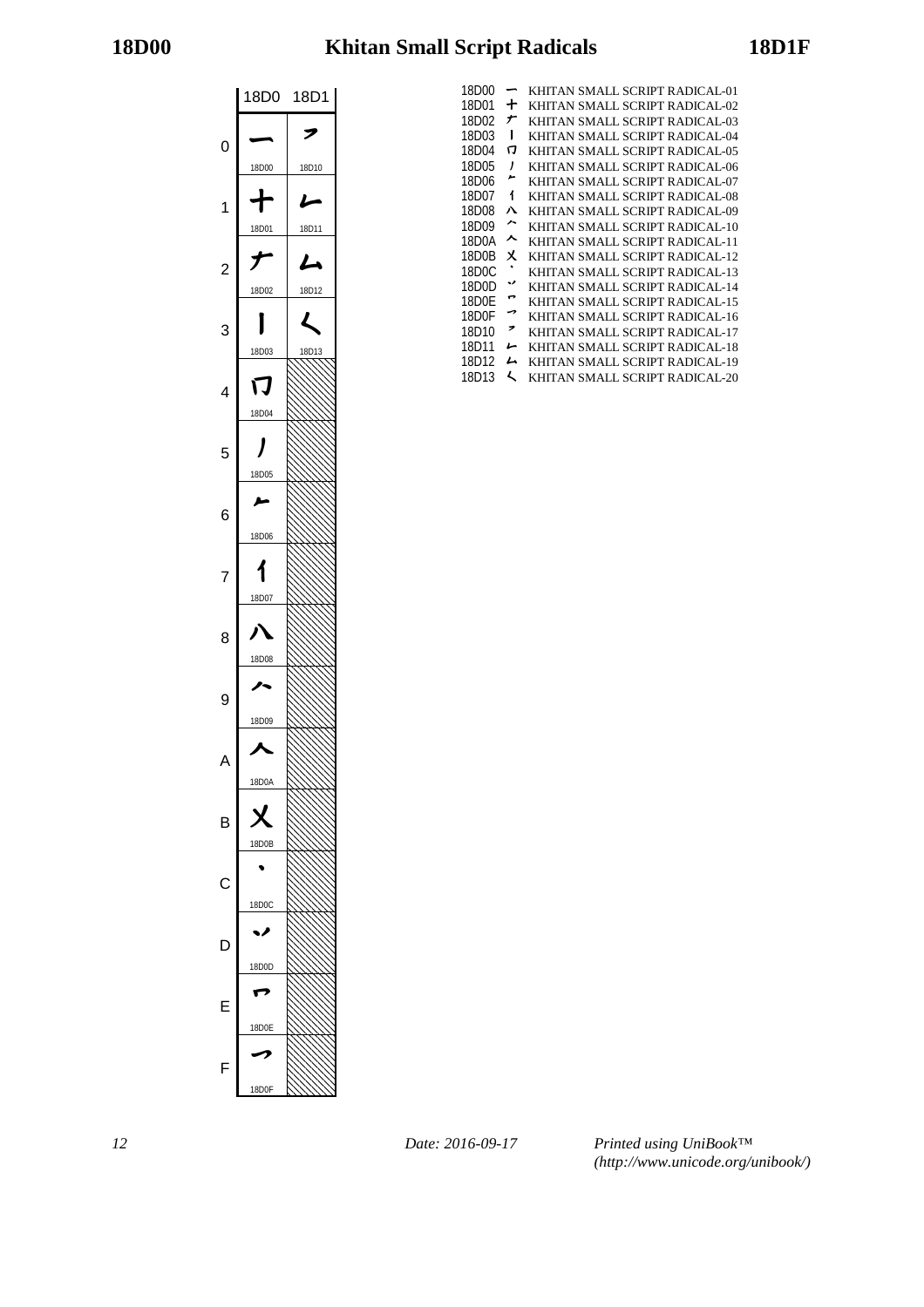# 18D00 Khitan Small Script Radicals 18D1F

| | 18D0 | 18D1 |
|---|---|---|
| 0 | 𘴀 18D00 | 𘴐 18D10 |
| 1 | 𘴁 18D01 | 𘴑 18D11 |
| 2 | 𘴂 18D02 | 𘴒 18D12 |
| 3 | 𘴃 18D03 | 𘴓 18D13 |
| 4 | 𘴄 18D04 | |
| 5 | 𘴅 18D05 | |
| 6 | 𘴆 18D06 | |
| 7 | 𘴇 18D07 | |
| 8 | 𘴈 18D08 | |
| 9 | 𘴉 18D09 | |
| A | 𘴊 18D0A | |
| B | 𘴋 18D0B | |
| C | 𘴌 18D0C | |
| D | 𘴍 18D0D | |
| E | 𘴎 18D0E | |
| F | 𘴏 18D0F | |

18D00 𘴀 KHITAN SMALL SCRIPT RADICAL-01
18D01 𘴁 KHITAN SMALL SCRIPT RADICAL-02
18D02 𘴂 KHITAN SMALL SCRIPT RADICAL-03
18D03 𘴃 KHITAN SMALL SCRIPT RADICAL-04
18D04 𘴄 KHITAN SMALL SCRIPT RADICAL-05
18D05 𘴅 KHITAN SMALL SCRIPT RADICAL-06
18D06 𘴆 KHITAN SMALL SCRIPT RADICAL-07
18D07 𘴇 KHITAN SMALL SCRIPT RADICAL-08
18D08 𘴈 KHITAN SMALL SCRIPT RADICAL-09
18D09 𘴉 KHITAN SMALL SCRIPT RADICAL-10
18D0A 𘴊 KHITAN SMALL SCRIPT RADICAL-11
18D0B 𘴋 KHITAN SMALL SCRIPT RADICAL-12
18D0C 𘴌 KHITAN SMALL SCRIPT RADICAL-13
18D0D 𘴍 KHITAN SMALL SCRIPT RADICAL-14
18D0E 𘴎 KHITAN SMALL SCRIPT RADICAL-15
18D0F 𘴏 KHITAN SMALL SCRIPT RADICAL-16
18D10 𘴐 KHITAN SMALL SCRIPT RADICAL-17
18D11 𘴑 KHITAN SMALL SCRIPT RADICAL-18
18D12 𘴒 KHITAN SMALL SCRIPT RADICAL-19
18D13 𘴓 KHITAN SMALL SCRIPT RADICAL-20

*Date: 2016-09-17* *Printed using UniBook™ (http://www.unicode.org/unibook/)*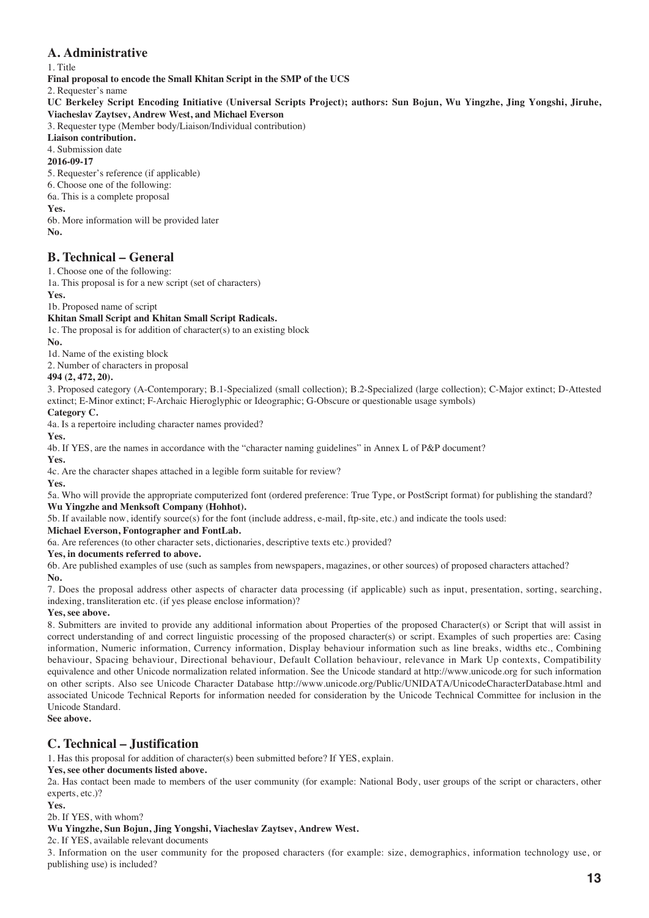## A. Administrative

1. Title

**Final proposal to encode the Small Khitan Script in the SMP of the UCS**

2. Requester's name

**UC Berkeley Script Encoding Initiative (Universal Scripts Project); authors: Sun Bojun, Wu Yingzhe, Jing Yongshi, Jiruhe, Viacheslav Zaytsev, Andrew West, and Michael Everson**

3. Requester type (Member body/Liaison/Individual contribution)

**Liaison contribution.**

4. Submission date

**2016-09-17**

5. Requester's reference (if applicable)

6. Choose one of the following:

6a. This is a complete proposal

**Yes.**

6b. More information will be provided later

**No.**

## B. Technical – General

1. Choose one of the following:

1a. This proposal is for a new script (set of characters)

**Yes.**

1b. Proposed name of script

**Khitan Small Script and Khitan Small Script Radicals.**

1c. The proposal is for addition of character(s) to an existing block

**No.**

1d. Name of the existing block

2. Number of characters in proposal

**494 (2, 472, 20).**

3. Proposed category (A-Contemporary; B.1-Specialized (small collection); B.2-Specialized (large collection); C-Major extinct; D-Attested extinct; E-Minor extinct; F-Archaic Hieroglyphic or Ideographic; G-Obscure or questionable usage symbols)

**Category C.**

4a. Is a repertoire including character names provided?

**Yes.**

4b. If YES, are the names in accordance with the "character naming guidelines" in Annex L of P&P document?

**Yes.**

4c. Are the character shapes attached in a legible form suitable for review?

**Yes.**

5a. Who will provide the appropriate computerized font (ordered preference: True Type, or PostScript format) for publishing the standard?

**Wu Yingzhe and Menksoft Company (Hohhot).**

5b. If available now, identify source(s) for the font (include address, e-mail, ftp-site, etc.) and indicate the tools used:

**Michael Everson, Fontographer and FontLab.**

6a. Are references (to other character sets, dictionaries, descriptive texts etc.) provided?

**Yes, in documents referred to above.**

6b. Are published examples of use (such as samples from newspapers, magazines, or other sources) of proposed characters attached?

**No.**

7. Does the proposal address other aspects of character data processing (if applicable) such as input, presentation, sorting, searching, indexing, transliteration etc. (if yes please enclose information)?

**Yes, see above.**

8. Submitters are invited to provide any additional information about Properties of the proposed Character(s) or Script that will assist in correct understanding of and correct linguistic processing of the proposed character(s) or script. Examples of such properties are: Casing information, Numeric information, Currency information, Display behaviour information such as line breaks, widths etc., Combining behaviour, Spacing behaviour, Directional behaviour, Default Collation behaviour, relevance in Mark Up contexts, Compatibility equivalence and other Unicode normalization related information. See the Unicode standard at http://www.unicode.org for such information on other scripts. Also see Unicode Character Database http://www.unicode.org/Public/UNIDATA/UnicodeCharacterDatabase.html and associated Unicode Technical Reports for information needed for consideration by the Unicode Technical Committee for inclusion in the Unicode Standard.

**See above.**

## C. Technical – Justification

1. Has this proposal for addition of character(s) been submitted before? If YES, explain.

**Yes, see other documents listed above.**

2a. Has contact been made to members of the user community (for example: National Body, user groups of the script or characters, other experts, etc.)?

**Yes.**

2b. If YES, with whom?

**Wu Yingzhe, Sun Bojun, Jing Yongshi, Viacheslav Zaytsev, Andrew West.**

2c. If YES, available relevant documents

3. Information on the user community for the proposed characters (for example: size, demographics, information technology use, or publishing use) is included?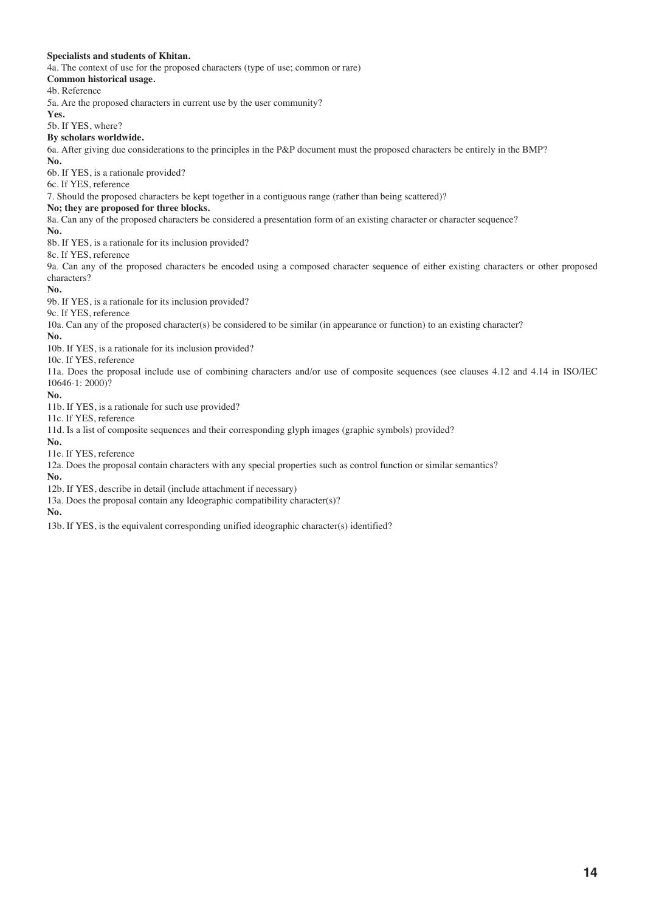**Specialists and students of Khitan.**

4a. The context of use for the proposed characters (type of use; common or rare)

**Common historical usage.**

4b. Reference

5a. Are the proposed characters in current use by the user community?

**Yes.**

5b. If YES, where?

**By scholars worldwide.**

6a. After giving due considerations to the principles in the P&P document must the proposed characters be entirely in the BMP?

**No.**

6b. If YES, is a rationale provided?

6c. If YES, reference

7. Should the proposed characters be kept together in a contiguous range (rather than being scattered)?

**No; they are proposed for three blocks.**

8a. Can any of the proposed characters be considered a presentation form of an existing character or character sequence?

**No.**

8b. If YES, is a rationale for its inclusion provided?

8c. If YES, reference

9a. Can any of the proposed characters be encoded using a composed character sequence of either existing characters or other proposed characters?

**No.**

9b. If YES, is a rationale for its inclusion provided?

9c. If YES, reference

10a. Can any of the proposed character(s) be considered to be similar (in appearance or function) to an existing character?

**No.**

10b. If YES, is a rationale for its inclusion provided?

10c. If YES, reference

11a. Does the proposal include use of combining characters and/or use of composite sequences (see clauses 4.12 and 4.14 in ISO/IEC 10646-1: 2000)?

**No.**

11b. If YES, is a rationale for such use provided?

11c. If YES, reference

11d. Is a list of composite sequences and their corresponding glyph images (graphic symbols) provided?

**No.**

11e. If YES, reference

12a. Does the proposal contain characters with any special properties such as control function or similar semantics?

**No.**

12b. If YES, describe in detail (include attachment if necessary)

13a. Does the proposal contain any Ideographic compatibility character(s)?

**No.**

13b. If YES, is the equivalent corresponding unified ideographic character(s) identified?